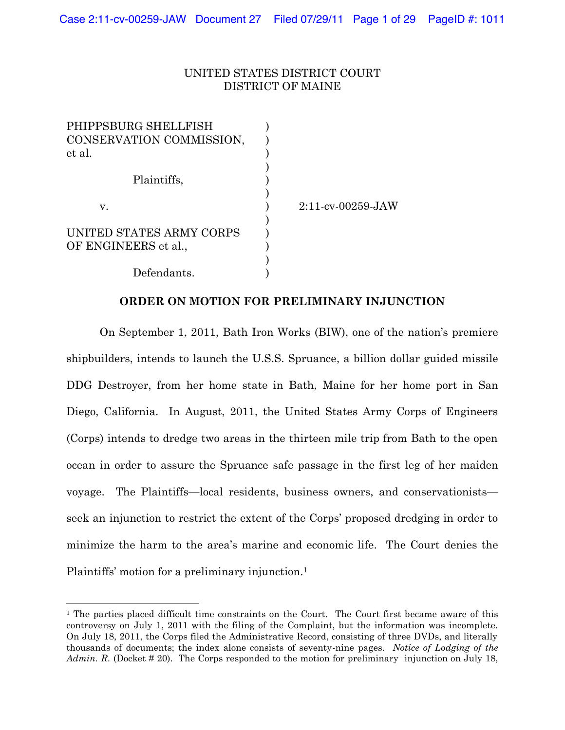UNITED STATES DISTRICT COURT
DISTRICT OF MAINE

PHIPPSBURG SHELLFISH CONSERVATION COMMISSION, et al.

Plaintiffs,

v.

UNITED STATES ARMY CORPS OF ENGINEERS et al.,

Defendants.

2:11-cv-00259-JAW

## ORDER ON MOTION FOR PRELIMINARY INJUNCTION

On September 1, 2011, Bath Iron Works (BIW), one of the nation's premiere shipbuilders, intends to launch the U.S.S. Spruance, a billion dollar guided missile DDG Destroyer, from her home state in Bath, Maine for her home port in San Diego, California. In August, 2011, the United States Army Corps of Engineers (Corps) intends to dredge two areas in the thirteen mile trip from Bath to the open ocean in order to assure the Spruance safe passage in the first leg of her maiden voyage. The Plaintiffs—local residents, business owners, and conservationists—seek an injunction to restrict the extent of the Corps' proposed dredging in order to minimize the harm to the area's marine and economic life. The Court denies the Plaintiffs' motion for a preliminary injunction.[1]

[1] The parties placed difficult time constraints on the Court. The Court first became aware of this controversy on July 1, 2011 with the filing of the Complaint, but the information was incomplete. On July 18, 2011, the Corps filed the Administrative Record, consisting of three DVDs, and literally thousands of documents; the index alone consists of seventy-nine pages. *Notice of Lodging of the Admin. R.* (Docket # 20). The Corps responded to the motion for preliminary injunction on July 18,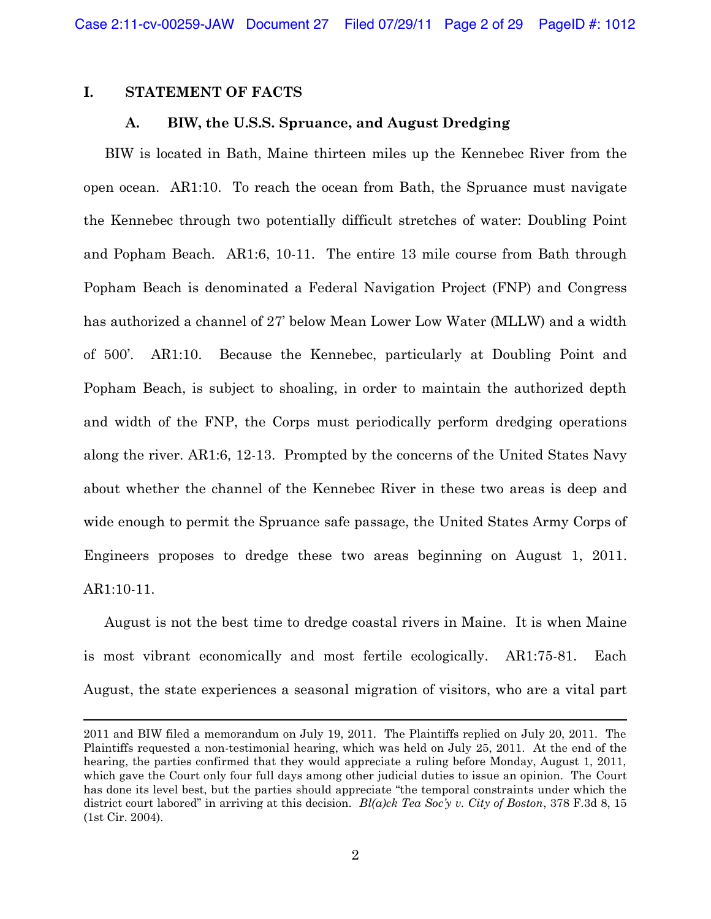## I. STATEMENT OF FACTS

### A. BIW, the U.S.S. Spruance, and August Dredging

BIW is located in Bath, Maine thirteen miles up the Kennebec River from the open ocean. AR1:10. To reach the ocean from Bath, the Spruance must navigate the Kennebec through two potentially difficult stretches of water: Doubling Point and Popham Beach. AR1:6, 10-11. The entire 13 mile course from Bath through Popham Beach is denominated a Federal Navigation Project (FNP) and Congress has authorized a channel of 27' below Mean Lower Low Water (MLLW) and a width of 500'. AR1:10. Because the Kennebec, particularly at Doubling Point and Popham Beach, is subject to shoaling, in order to maintain the authorized depth and width of the FNP, the Corps must periodically perform dredging operations along the river. AR1:6, 12-13. Prompted by the concerns of the United States Navy about whether the channel of the Kennebec River in these two areas is deep and wide enough to permit the Spruance safe passage, the United States Army Corps of Engineers proposes to dredge these two areas beginning on August 1, 2011. AR1:10-11.

August is not the best time to dredge coastal rivers in Maine. It is when Maine is most vibrant economically and most fertile ecologically. AR1:75-81. Each August, the state experiences a seasonal migration of visitors, who are a vital part

---

2011 and BIW filed a memorandum on July 19, 2011. The Plaintiffs replied on July 20, 2011. The Plaintiffs requested a non-testimonial hearing, which was held on July 25, 2011. At the end of the hearing, the parties confirmed that they would appreciate a ruling before Monday, August 1, 2011, which gave the Court only four full days among other judicial duties to issue an opinion. The Court has done its level best, but the parties should appreciate "the temporal constraints under which the district court labored" in arriving at this decision. *Bl(a)ck Tea Soc'y v. City of Boston*, 378 F.3d 8, 15 (1st Cir. 2004).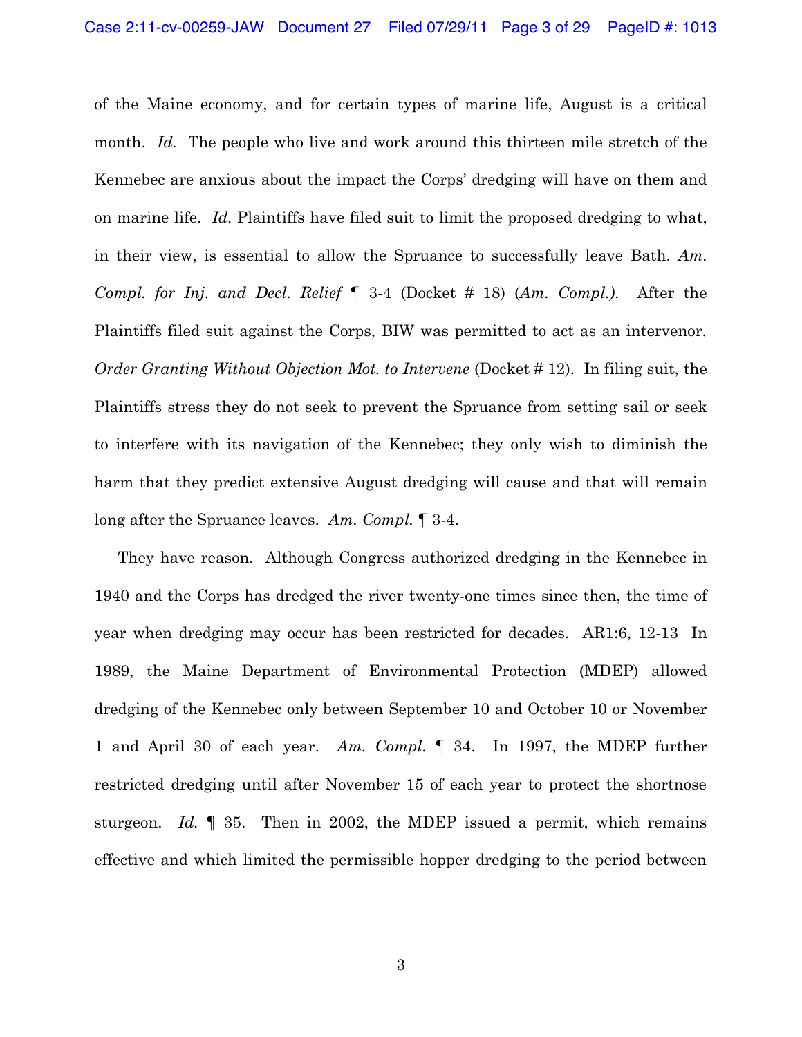of the Maine economy, and for certain types of marine life, August is a critical month. *Id.* The people who live and work around this thirteen mile stretch of the Kennebec are anxious about the impact the Corps' dredging will have on them and on marine life. *Id.* Plaintiffs have filed suit to limit the proposed dredging to what, in their view, is essential to allow the Spruance to successfully leave Bath. *Am. Compl. for Inj. and Decl. Relief* ¶ 3-4 (Docket # 18) (*Am. Compl.*). After the Plaintiffs filed suit against the Corps, BIW was permitted to act as an intervenor. *Order Granting Without Objection Mot. to Intervene* (Docket # 12). In filing suit, the Plaintiffs stress they do not seek to prevent the Spruance from setting sail or seek to interfere with its navigation of the Kennebec; they only wish to diminish the harm that they predict extensive August dredging will cause and that will remain long after the Spruance leaves. *Am. Compl.* ¶ 3-4.

They have reason. Although Congress authorized dredging in the Kennebec in 1940 and the Corps has dredged the river twenty-one times since then, the time of year when dredging may occur has been restricted for decades. AR1:6, 12-13 In 1989, the Maine Department of Environmental Protection (MDEP) allowed dredging of the Kennebec only between September 10 and October 10 or November 1 and April 30 of each year. *Am. Compl.* ¶ 34. In 1997, the MDEP further restricted dredging until after November 15 of each year to protect the shortnose sturgeon. *Id.* ¶ 35. Then in 2002, the MDEP issued a permit, which remains effective and which limited the permissible hopper dredging to the period between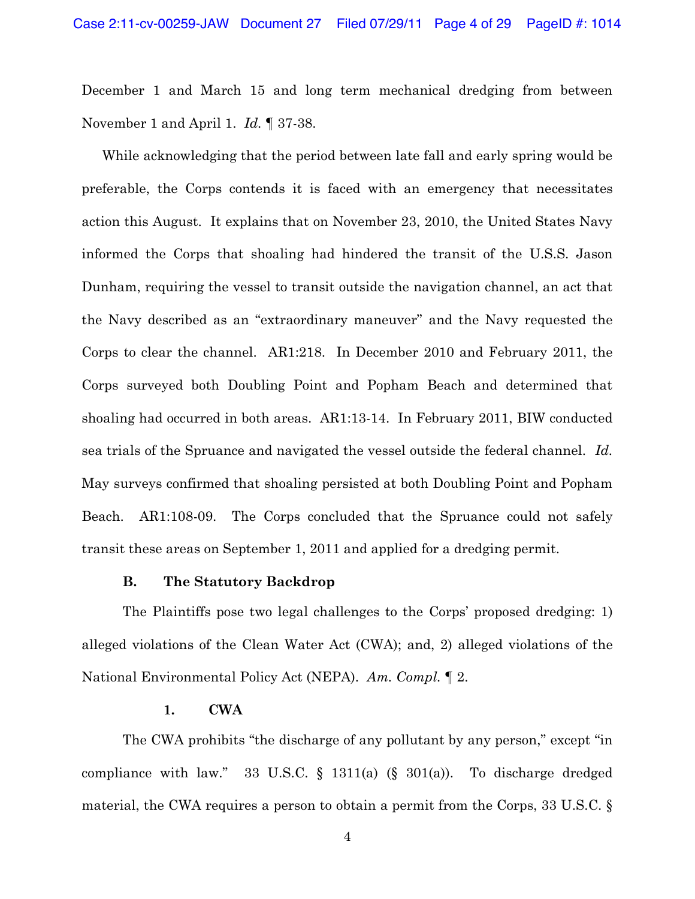December 1 and March 15 and long term mechanical dredging from between November 1 and April 1. *Id.* ¶ 37-38.

While acknowledging that the period between late fall and early spring would be preferable, the Corps contends it is faced with an emergency that necessitates action this August. It explains that on November 23, 2010, the United States Navy informed the Corps that shoaling had hindered the transit of the U.S.S. Jason Dunham, requiring the vessel to transit outside the navigation channel, an act that the Navy described as an "extraordinary maneuver" and the Navy requested the Corps to clear the channel. AR1:218. In December 2010 and February 2011, the Corps surveyed both Doubling Point and Popham Beach and determined that shoaling had occurred in both areas. AR1:13-14. In February 2011, BIW conducted sea trials of the Spruance and navigated the vessel outside the federal channel. *Id.* May surveys confirmed that shoaling persisted at both Doubling Point and Popham Beach. AR1:108-09. The Corps concluded that the Spruance could not safely transit these areas on September 1, 2011 and applied for a dredging permit.

### B. The Statutory Backdrop

The Plaintiffs pose two legal challenges to the Corps' proposed dredging: 1) alleged violations of the Clean Water Act (CWA); and, 2) alleged violations of the National Environmental Policy Act (NEPA). *Am. Compl.* ¶ 2.

#### 1. CWA

The CWA prohibits "the discharge of any pollutant by any person," except "in compliance with law." 33 U.S.C. § 1311(a) (§ 301(a)). To discharge dredged material, the CWA requires a person to obtain a permit from the Corps, 33 U.S.C. §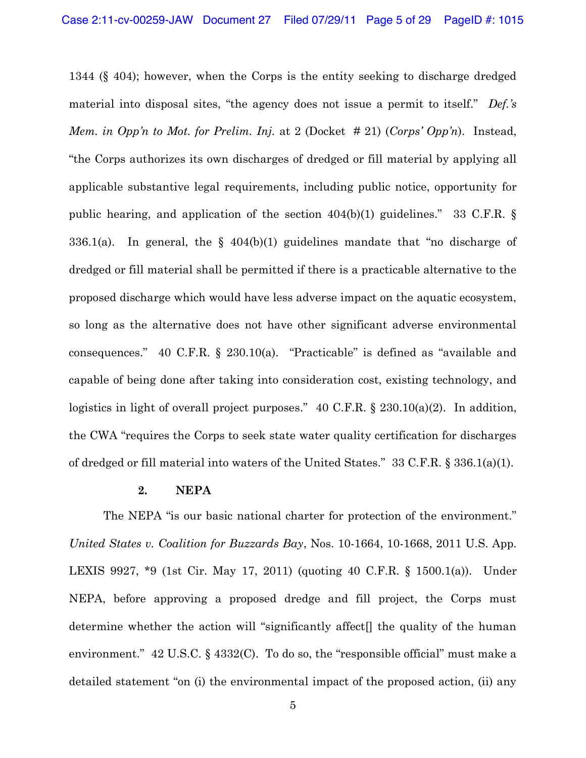1344 (§ 404); however, when the Corps is the entity seeking to discharge dredged material into disposal sites, "the agency does not issue a permit to itself." *Def.'s Mem. in Opp'n to Mot. for Prelim. Inj.* at 2 (Docket # 21) (*Corps' Opp'n*). Instead, "the Corps authorizes its own discharges of dredged or fill material by applying all applicable substantive legal requirements, including public notice, opportunity for public hearing, and application of the section 404(b)(1) guidelines." 33 C.F.R. § 336.1(a). In general, the § 404(b)(1) guidelines mandate that "no discharge of dredged or fill material shall be permitted if there is a practicable alternative to the proposed discharge which would have less adverse impact on the aquatic ecosystem, so long as the alternative does not have other significant adverse environmental consequences." 40 C.F.R. § 230.10(a). "Practicable" is defined as "available and capable of being done after taking into consideration cost, existing technology, and logistics in light of overall project purposes." 40 C.F.R. § 230.10(a)(2). In addition, the CWA "requires the Corps to seek state water quality certification for discharges of dredged or fill material into waters of the United States." 33 C.F.R. § 336.1(a)(1).

**2. NEPA**

The NEPA "is our basic national charter for protection of the environment." *United States v. Coalition for Buzzards Bay*, Nos. 10-1664, 10-1668, 2011 U.S. App. LEXIS 9927, *9 (1st Cir. May 17, 2011) (quoting 40 C.F.R. § 1500.1(a)). Under NEPA, before approving a proposed dredge and fill project, the Corps must determine whether the action will "significantly affect[] the quality of the human environment." 42 U.S.C. § 4332(C). To do so, the "responsible official" must make a detailed statement "on (i) the environmental impact of the proposed action, (ii) any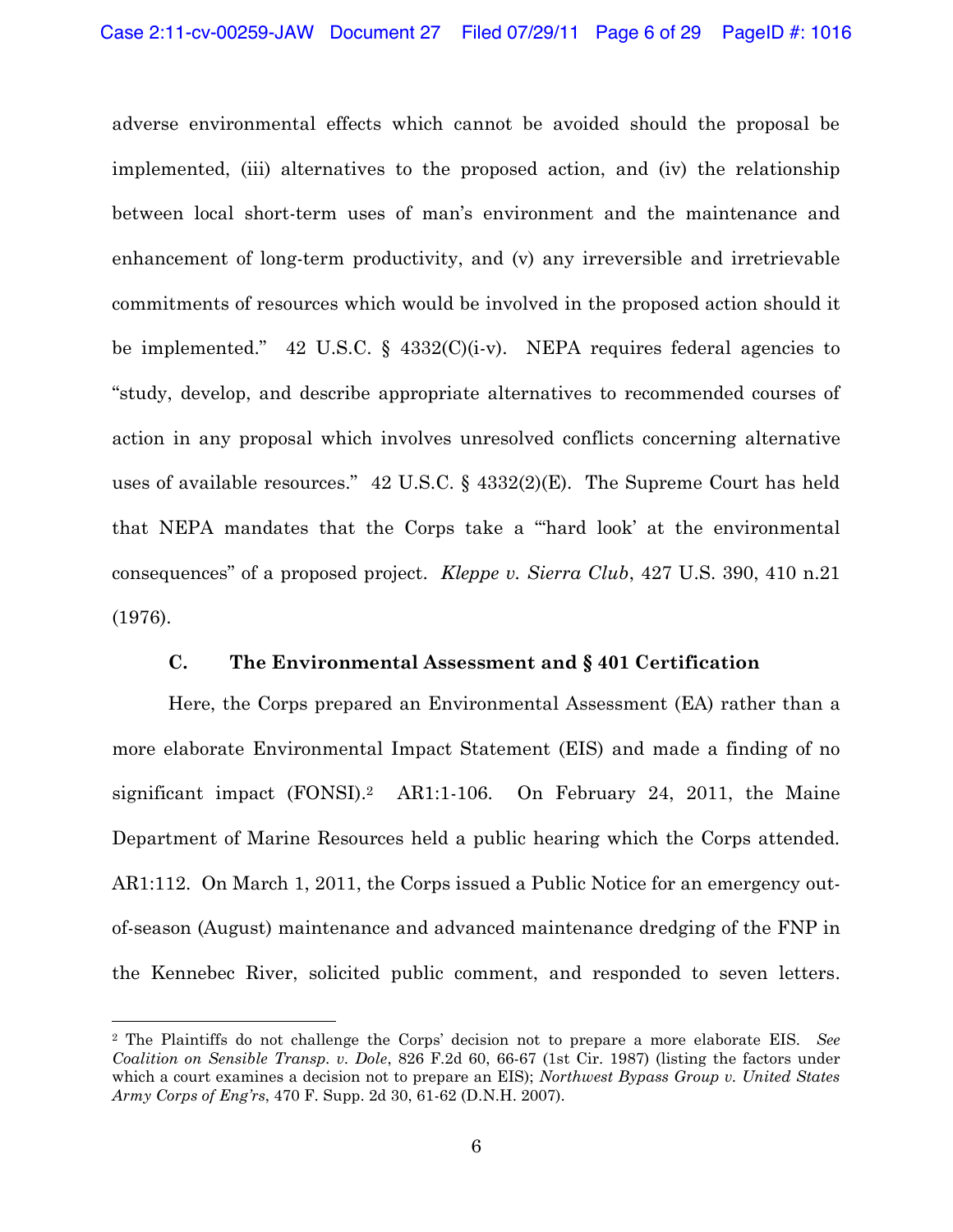adverse environmental effects which cannot be avoided should the proposal be implemented, (iii) alternatives to the proposed action, and (iv) the relationship between local short-term uses of man's environment and the maintenance and enhancement of long-term productivity, and (v) any irreversible and irretrievable commitments of resources which would be involved in the proposed action should it be implemented." 42 U.S.C. § 4332(C)(i-v). NEPA requires federal agencies to "study, develop, and describe appropriate alternatives to recommended courses of action in any proposal which involves unresolved conflicts concerning alternative uses of available resources." 42 U.S.C. § 4332(2)(E). The Supreme Court has held that NEPA mandates that the Corps take a "'hard look' at the environmental consequences" of a proposed project. *Kleppe v. Sierra Club*, 427 U.S. 390, 410 n.21 (1976).

### C. The Environmental Assessment and § 401 Certification

Here, the Corps prepared an Environmental Assessment (EA) rather than a more elaborate Environmental Impact Statement (EIS) and made a finding of no significant impact (FONSI).[2] AR1:1-106. On February 24, 2011, the Maine Department of Marine Resources held a public hearing which the Corps attended. AR1:112. On March 1, 2011, the Corps issued a Public Notice for an emergency out-of-season (August) maintenance and advanced maintenance dredging of the FNP in the Kennebec River, solicited public comment, and responded to seven letters.

[2] The Plaintiffs do not challenge the Corps' decision not to prepare a more elaborate EIS. *See Coalition on Sensible Transp. v. Dole*, 826 F.2d 60, 66-67 (1st Cir. 1987) (listing the factors under which a court examines a decision not to prepare an EIS); *Northwest Bypass Group v. United States Army Corps of Eng'rs*, 470 F. Supp. 2d 30, 61-62 (D.N.H. 2007).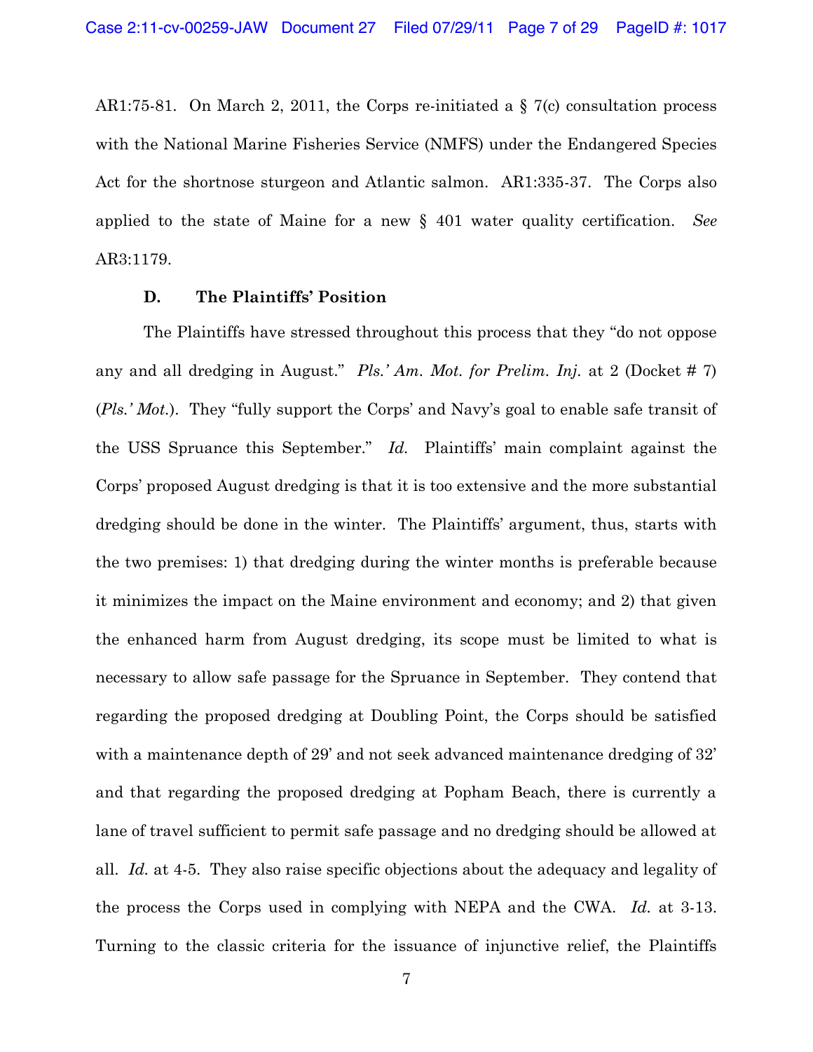AR1:75-81. On March 2, 2011, the Corps re-initiated a § 7(c) consultation process with the National Marine Fisheries Service (NMFS) under the Endangered Species Act for the shortnose sturgeon and Atlantic salmon. AR1:335-37. The Corps also applied to the state of Maine for a new § 401 water quality certification. *See* AR3:1179.

### D. The Plaintiffs' Position

The Plaintiffs have stressed throughout this process that they "do not oppose any and all dredging in August." *Pls.' Am. Mot. for Prelim. Inj.* at 2 (Docket # 7) (*Pls.' Mot.*). They "fully support the Corps' and Navy's goal to enable safe transit of the USS Spruance this September." *Id.* Plaintiffs' main complaint against the Corps' proposed August dredging is that it is too extensive and the more substantial dredging should be done in the winter. The Plaintiffs' argument, thus, starts with the two premises: 1) that dredging during the winter months is preferable because it minimizes the impact on the Maine environment and economy; and 2) that given the enhanced harm from August dredging, its scope must be limited to what is necessary to allow safe passage for the Spruance in September. They contend that regarding the proposed dredging at Doubling Point, the Corps should be satisfied with a maintenance depth of 29' and not seek advanced maintenance dredging of 32' and that regarding the proposed dredging at Popham Beach, there is currently a lane of travel sufficient to permit safe passage and no dredging should be allowed at all. *Id.* at 4-5. They also raise specific objections about the adequacy and legality of the process the Corps used in complying with NEPA and the CWA. *Id.* at 3-13. Turning to the classic criteria for the issuance of injunctive relief, the Plaintiffs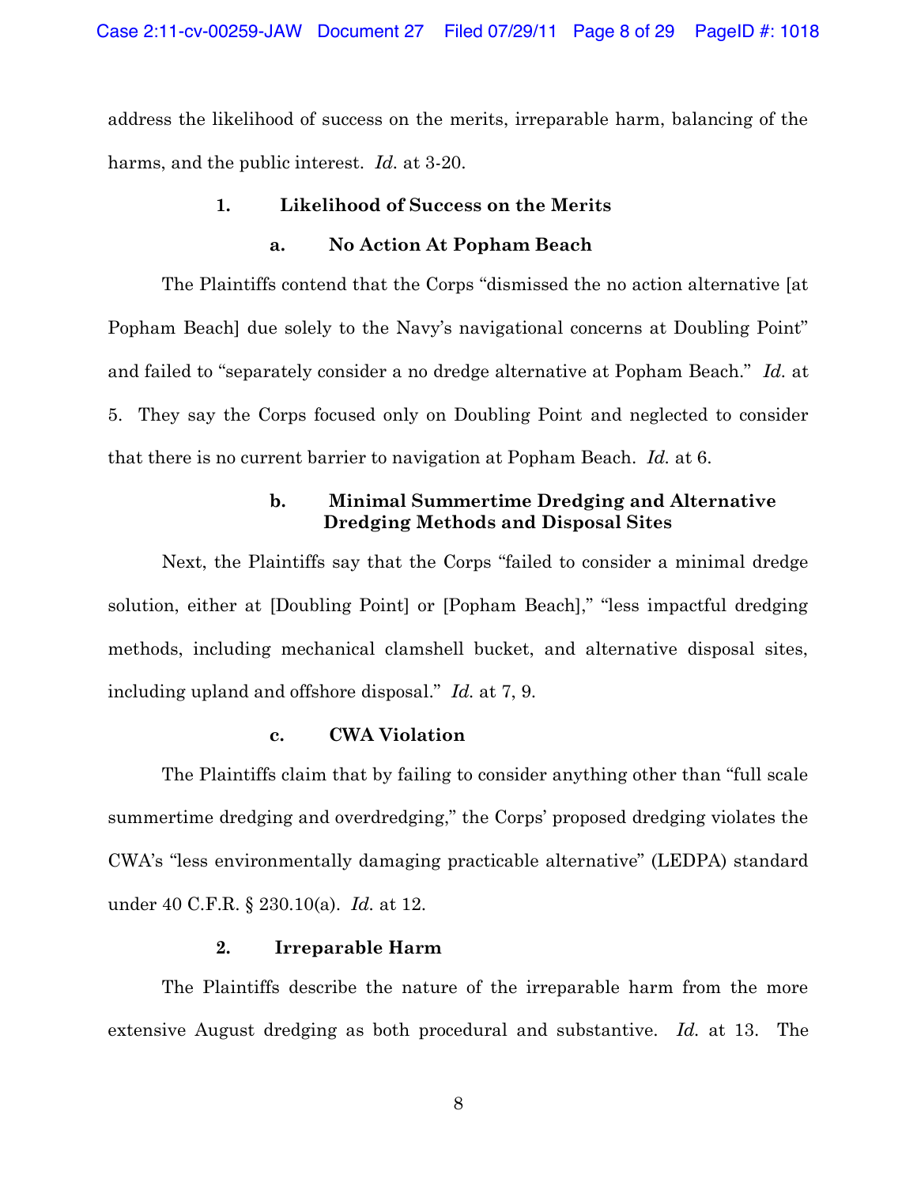address the likelihood of success on the merits, irreparable harm, balancing of the harms, and the public interest. *Id.* at 3-20.

### 1. Likelihood of Success on the Merits

#### a. No Action At Popham Beach

The Plaintiffs contend that the Corps "dismissed the no action alternative [at Popham Beach] due solely to the Navy's navigational concerns at Doubling Point" and failed to "separately consider a no dredge alternative at Popham Beach." *Id.* at 5. They say the Corps focused only on Doubling Point and neglected to consider that there is no current barrier to navigation at Popham Beach. *Id.* at 6.

#### b. Minimal Summertime Dredging and Alternative Dredging Methods and Disposal Sites

Next, the Plaintiffs say that the Corps "failed to consider a minimal dredge solution, either at [Doubling Point] or [Popham Beach]," "less impactful dredging methods, including mechanical clamshell bucket, and alternative disposal sites, including upland and offshore disposal." *Id.* at 7, 9.

#### c. CWA Violation

The Plaintiffs claim that by failing to consider anything other than "full scale summertime dredging and overdredging," the Corps' proposed dredging violates the CWA's "less environmentally damaging practicable alternative" (LEDPA) standard under 40 C.F.R. § 230.10(a). *Id.* at 12.

### 2. Irreparable Harm

The Plaintiffs describe the nature of the irreparable harm from the more extensive August dredging as both procedural and substantive. *Id.* at 13. The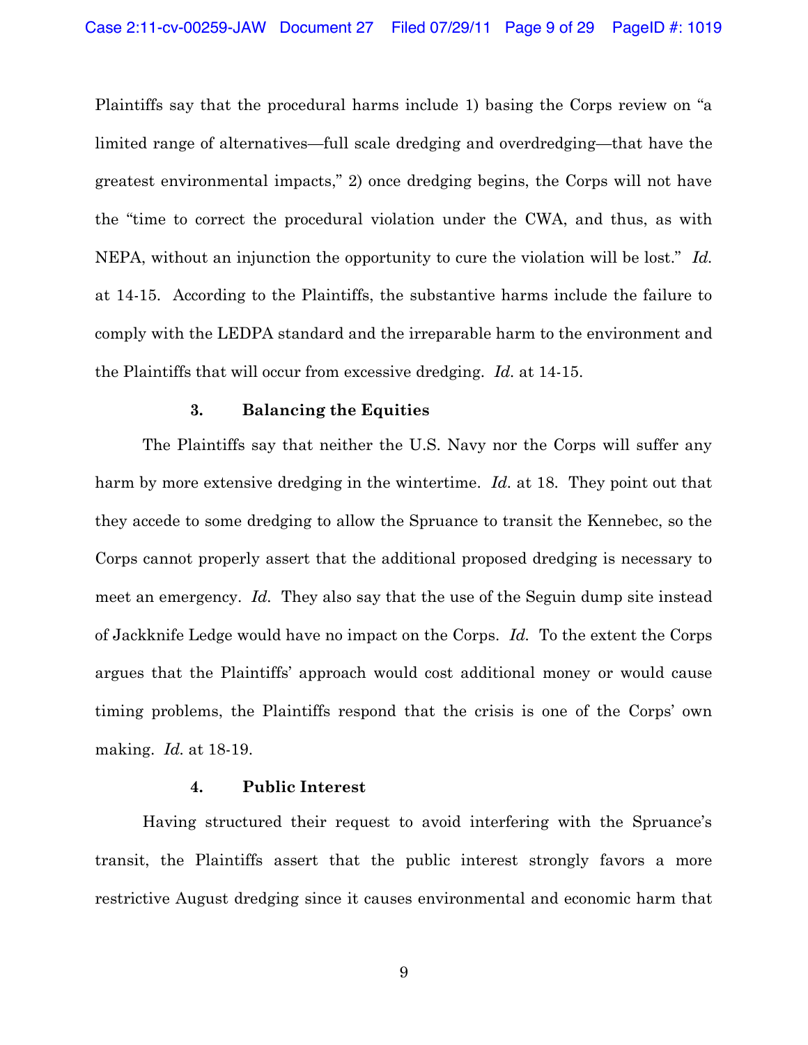Plaintiffs say that the procedural harms include 1) basing the Corps review on "a limited range of alternatives—full scale dredging and overdredging—that have the greatest environmental impacts," 2) once dredging begins, the Corps will not have the "time to correct the procedural violation under the CWA, and thus, as with NEPA, without an injunction the opportunity to cure the violation will be lost." *Id.* at 14-15. According to the Plaintiffs, the substantive harms include the failure to comply with the LEDPA standard and the irreparable harm to the environment and the Plaintiffs that will occur from excessive dredging. *Id.* at 14-15.

### 3. Balancing the Equities

The Plaintiffs say that neither the U.S. Navy nor the Corps will suffer any harm by more extensive dredging in the wintertime. *Id.* at 18. They point out that they accede to some dredging to allow the Spruance to transit the Kennebec, so the Corps cannot properly assert that the additional proposed dredging is necessary to meet an emergency. *Id.* They also say that the use of the Seguin dump site instead of Jackknife Ledge would have no impact on the Corps. *Id.* To the extent the Corps argues that the Plaintiffs' approach would cost additional money or would cause timing problems, the Plaintiffs respond that the crisis is one of the Corps' own making. *Id.* at 18-19.

### 4. Public Interest

Having structured their request to avoid interfering with the Spruance's transit, the Plaintiffs assert that the public interest strongly favors a more restrictive August dredging since it causes environmental and economic harm that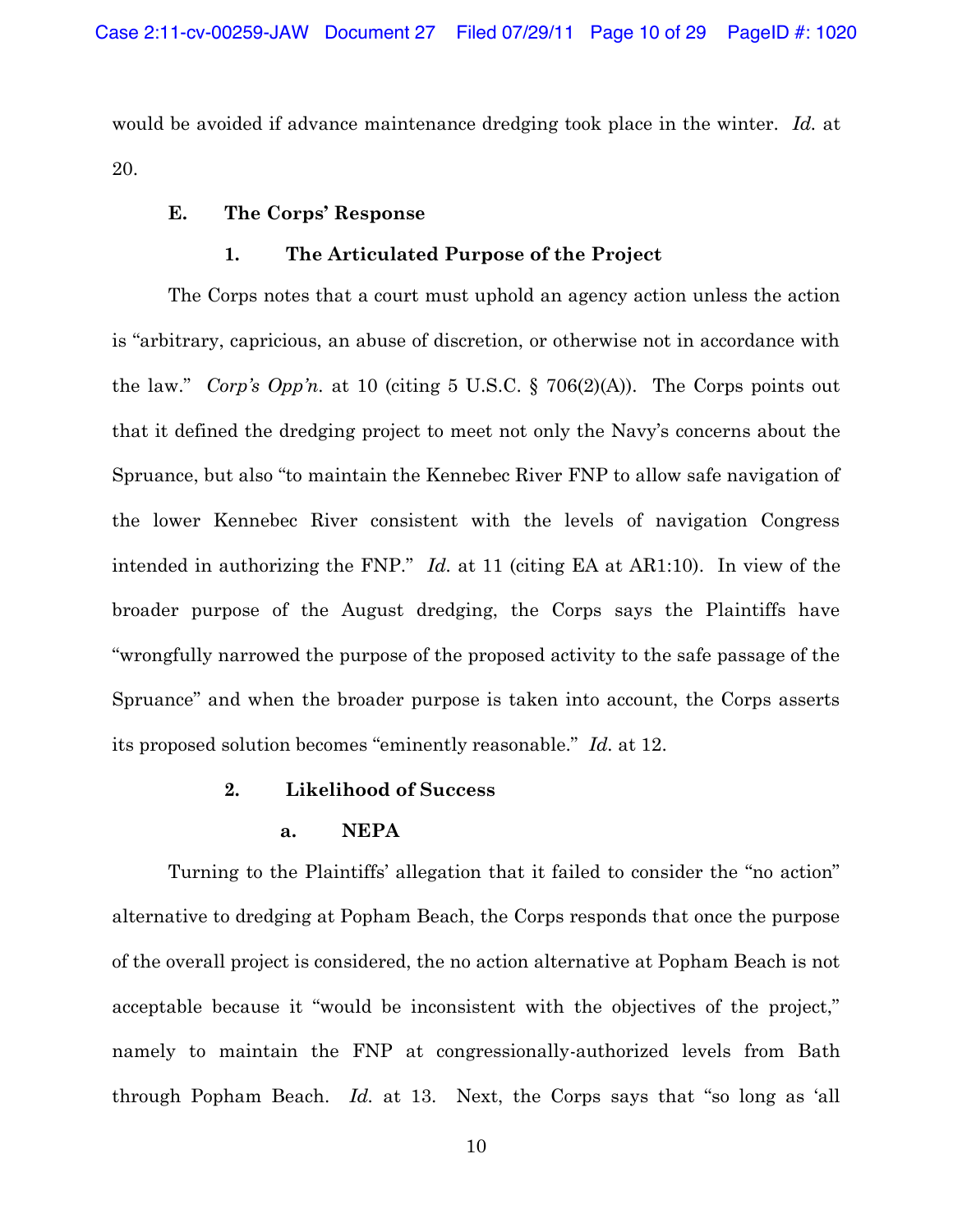would be avoided if advance maintenance dredging took place in the winter. *Id.* at 20.

### E. The Corps' Response

#### 1. The Articulated Purpose of the Project

The Corps notes that a court must uphold an agency action unless the action is "arbitrary, capricious, an abuse of discretion, or otherwise not in accordance with the law." *Corp's Opp'n*. at 10 (citing 5 U.S.C. § 706(2)(A)). The Corps points out that it defined the dredging project to meet not only the Navy's concerns about the Spruance, but also "to maintain the Kennebec River FNP to allow safe navigation of the lower Kennebec River consistent with the levels of navigation Congress intended in authorizing the FNP." *Id.* at 11 (citing EA at AR1:10). In view of the broader purpose of the August dredging, the Corps says the Plaintiffs have "wrongfully narrowed the purpose of the proposed activity to the safe passage of the Spruance" and when the broader purpose is taken into account, the Corps asserts its proposed solution becomes "eminently reasonable." *Id.* at 12.

#### 2. Likelihood of Success

##### a. NEPA

Turning to the Plaintiffs' allegation that it failed to consider the "no action" alternative to dredging at Popham Beach, the Corps responds that once the purpose of the overall project is considered, the no action alternative at Popham Beach is not acceptable because it "would be inconsistent with the objectives of the project," namely to maintain the FNP at congressionally-authorized levels from Bath through Popham Beach. *Id.* at 13. Next, the Corps says that "so long as 'all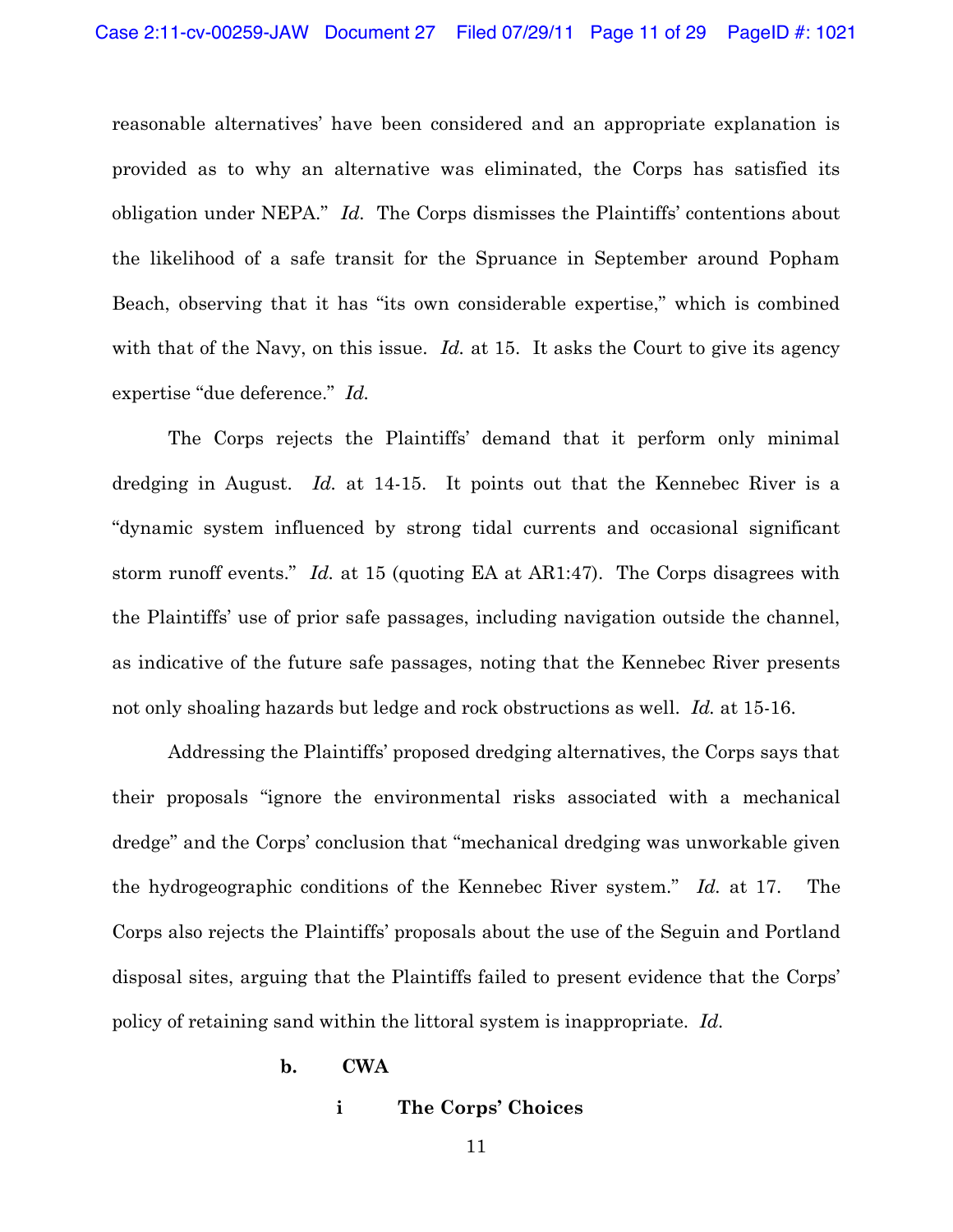reasonable alternatives' have been considered and an appropriate explanation is provided as to why an alternative was eliminated, the Corps has satisfied its obligation under NEPA." *Id.* The Corps dismisses the Plaintiffs' contentions about the likelihood of a safe transit for the Spruance in September around Popham Beach, observing that it has "its own considerable expertise," which is combined with that of the Navy, on this issue. *Id.* at 15. It asks the Court to give its agency expertise "due deference." *Id.*

The Corps rejects the Plaintiffs' demand that it perform only minimal dredging in August. *Id.* at 14-15. It points out that the Kennebec River is a "dynamic system influenced by strong tidal currents and occasional significant storm runoff events." *Id.* at 15 (quoting EA at AR1:47). The Corps disagrees with the Plaintiffs' use of prior safe passages, including navigation outside the channel, as indicative of the future safe passages, noting that the Kennebec River presents not only shoaling hazards but ledge and rock obstructions as well. *Id.* at 15-16.

Addressing the Plaintiffs' proposed dredging alternatives, the Corps says that their proposals "ignore the environmental risks associated with a mechanical dredge" and the Corps' conclusion that "mechanical dredging was unworkable given the hydrogeographic conditions of the Kennebec River system." *Id.* at 17. The Corps also rejects the Plaintiffs' proposals about the use of the Seguin and Portland disposal sites, arguing that the Plaintiffs failed to present evidence that the Corps' policy of retaining sand within the littoral system is inappropriate. *Id.*

**b. CWA**

**i The Corps' Choices**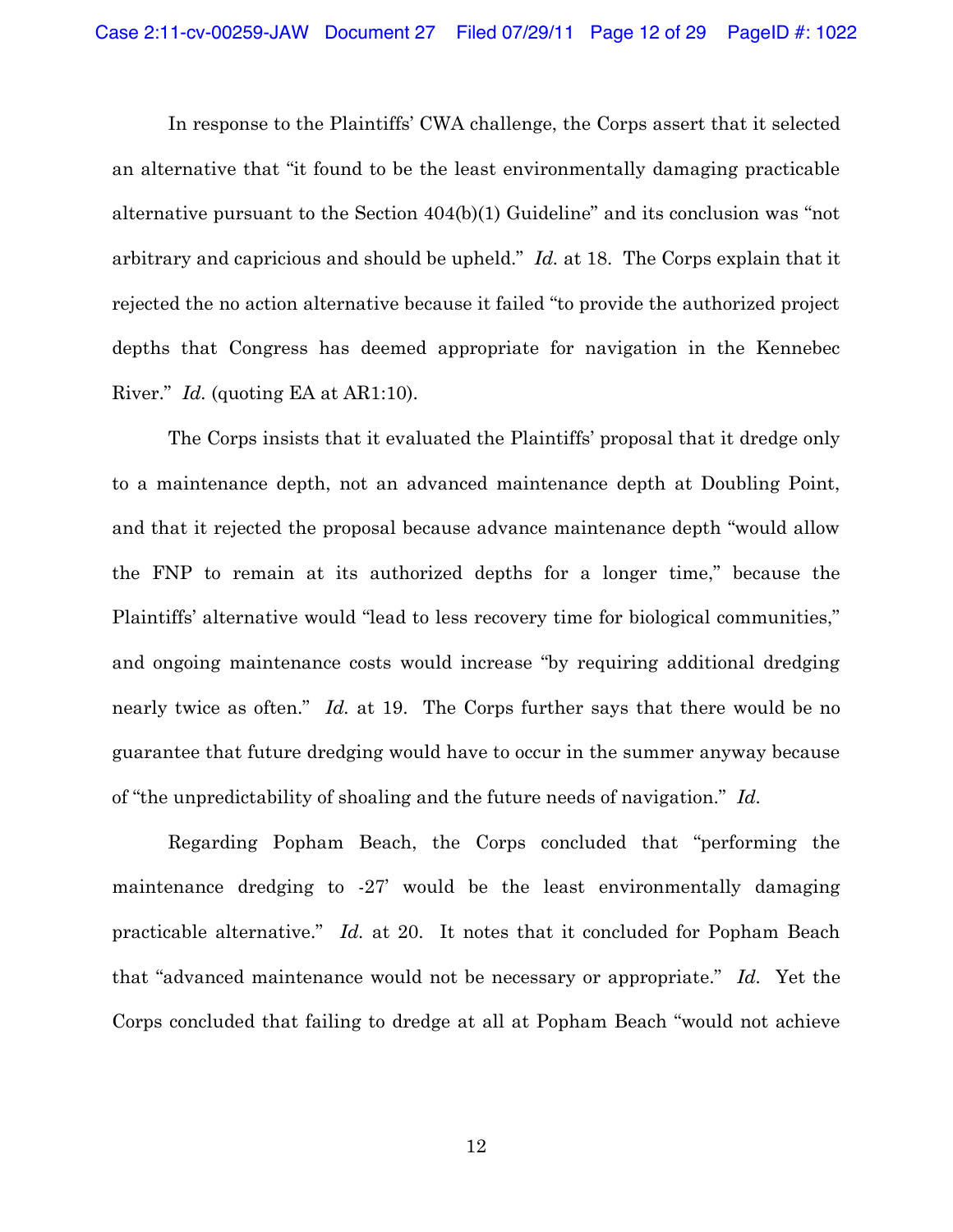In response to the Plaintiffs' CWA challenge, the Corps assert that it selected an alternative that "it found to be the least environmentally damaging practicable alternative pursuant to the Section 404(b)(1) Guideline" and its conclusion was "not arbitrary and capricious and should be upheld." *Id.* at 18. The Corps explain that it rejected the no action alternative because it failed "to provide the authorized project depths that Congress has deemed appropriate for navigation in the Kennebec River." *Id.* (quoting EA at AR1:10).

The Corps insists that it evaluated the Plaintiffs' proposal that it dredge only to a maintenance depth, not an advanced maintenance depth at Doubling Point, and that it rejected the proposal because advance maintenance depth "would allow the FNP to remain at its authorized depths for a longer time," because the Plaintiffs' alternative would "lead to less recovery time for biological communities," and ongoing maintenance costs would increase "by requiring additional dredging nearly twice as often." *Id.* at 19. The Corps further says that there would be no guarantee that future dredging would have to occur in the summer anyway because of "the unpredictability of shoaling and the future needs of navigation." *Id.*

Regarding Popham Beach, the Corps concluded that "performing the maintenance dredging to -27' would be the least environmentally damaging practicable alternative." *Id.* at 20. It notes that it concluded for Popham Beach that "advanced maintenance would not be necessary or appropriate." *Id.* Yet the Corps concluded that failing to dredge at all at Popham Beach "would not achieve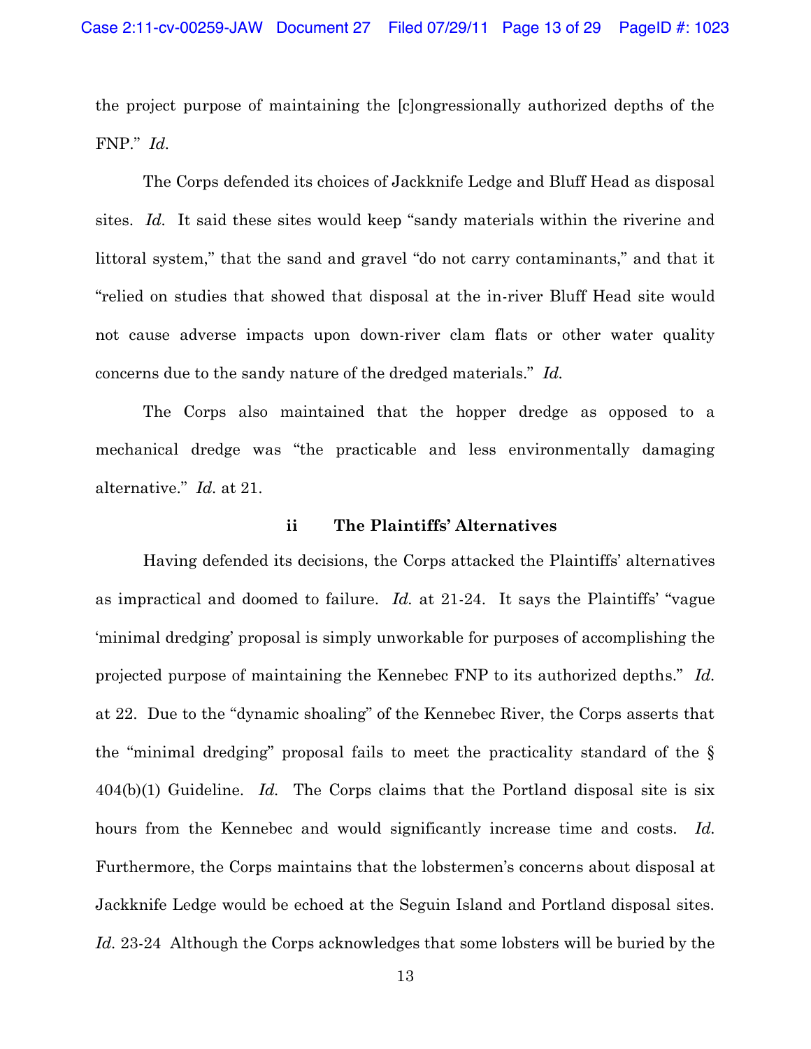the project purpose of maintaining the [c]ongressionally authorized depths of the FNP." *Id*.

The Corps defended its choices of Jackknife Ledge and Bluff Head as disposal sites. *Id*. It said these sites would keep "sandy materials within the riverine and littoral system," that the sand and gravel "do not carry contaminants," and that it "relied on studies that showed that disposal at the in-river Bluff Head site would not cause adverse impacts upon down-river clam flats or other water quality concerns due to the sandy nature of the dredged materials." *Id.*

The Corps also maintained that the hopper dredge as opposed to a mechanical dredge was "the practicable and less environmentally damaging alternative." *Id.* at 21.

### ii The Plaintiffs' Alternatives

Having defended its decisions, the Corps attacked the Plaintiffs' alternatives as impractical and doomed to failure. *Id.* at 21-24. It says the Plaintiffs' "vague 'minimal dredging' proposal is simply unworkable for purposes of accomplishing the projected purpose of maintaining the Kennebec FNP to its authorized depths." *Id.* at 22. Due to the "dynamic shoaling" of the Kennebec River, the Corps asserts that the "minimal dredging" proposal fails to meet the practicality standard of the § 404(b)(1) Guideline. *Id.* The Corps claims that the Portland disposal site is six hours from the Kennebec and would significantly increase time and costs. *Id.* Furthermore, the Corps maintains that the lobstermen's concerns about disposal at Jackknife Ledge would be echoed at the Seguin Island and Portland disposal sites. *Id.* 23-24 Although the Corps acknowledges that some lobsters will be buried by the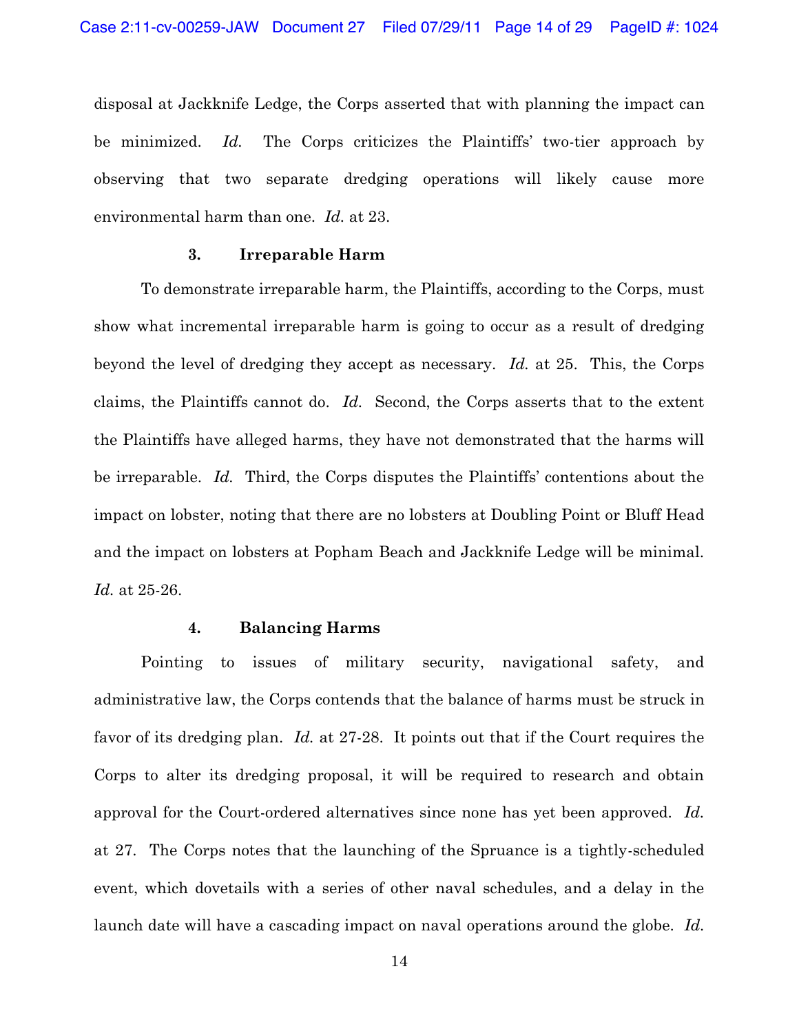disposal at Jackknife Ledge, the Corps asserted that with planning the impact can be minimized. *Id.* The Corps criticizes the Plaintiffs' two-tier approach by observing that two separate dredging operations will likely cause more environmental harm than one. *Id.* at 23.

### 3. Irreparable Harm

To demonstrate irreparable harm, the Plaintiffs, according to the Corps, must show what incremental irreparable harm is going to occur as a result of dredging beyond the level of dredging they accept as necessary. *Id.* at 25. This, the Corps claims, the Plaintiffs cannot do. *Id.* Second, the Corps asserts that to the extent the Plaintiffs have alleged harms, they have not demonstrated that the harms will be irreparable. *Id.* Third, the Corps disputes the Plaintiffs' contentions about the impact on lobster, noting that there are no lobsters at Doubling Point or Bluff Head and the impact on lobsters at Popham Beach and Jackknife Ledge will be minimal. *Id.* at 25-26.

### 4. Balancing Harms

Pointing to issues of military security, navigational safety, and administrative law, the Corps contends that the balance of harms must be struck in favor of its dredging plan. *Id.* at 27-28. It points out that if the Court requires the Corps to alter its dredging proposal, it will be required to research and obtain approval for the Court-ordered alternatives since none has yet been approved. *Id.* at 27. The Corps notes that the launching of the Spruance is a tightly-scheduled event, which dovetails with a series of other naval schedules, and a delay in the launch date will have a cascading impact on naval operations around the globe. *Id.*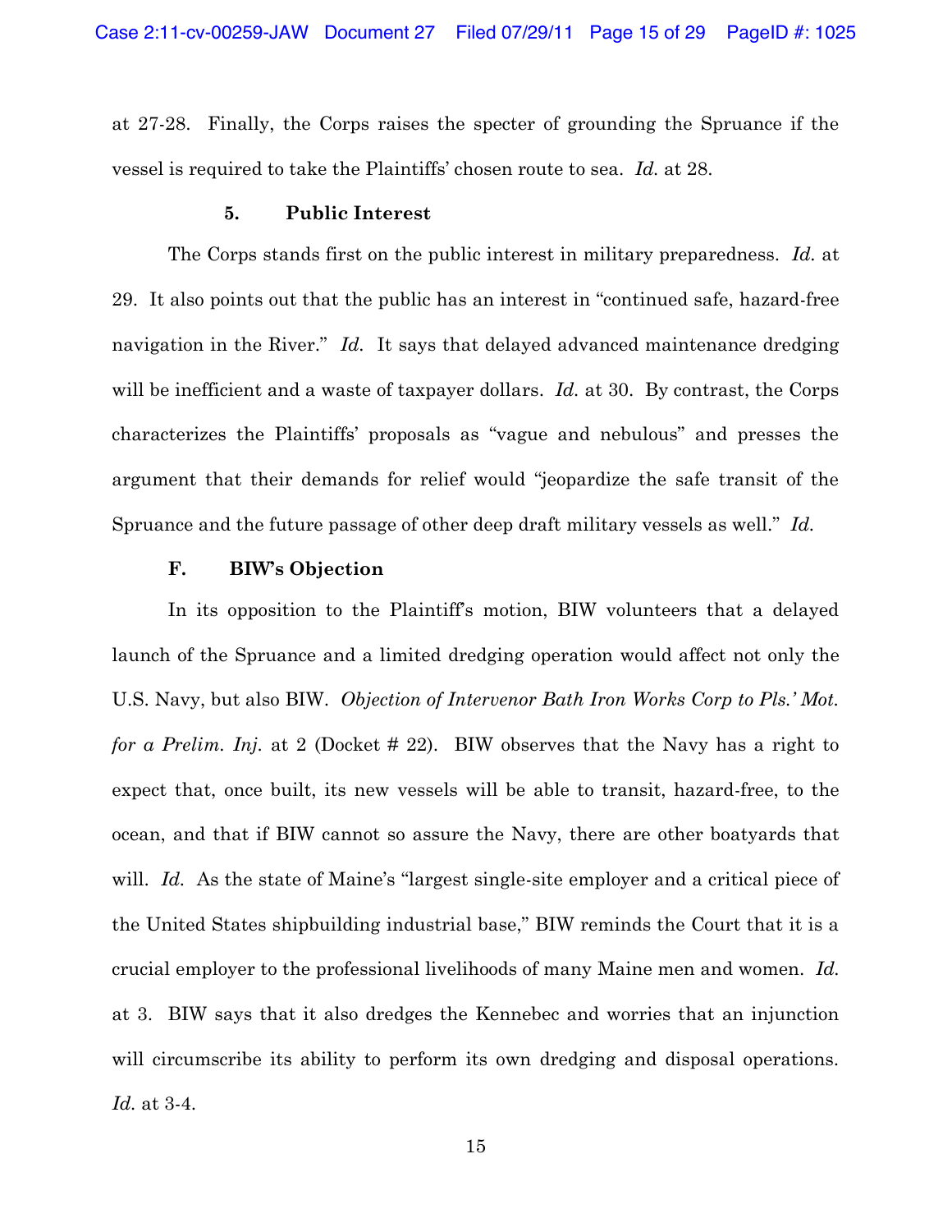at 27-28. Finally, the Corps raises the specter of grounding the Spruance if the vessel is required to take the Plaintiffs' chosen route to sea. *Id.* at 28.

#### 5. Public Interest

The Corps stands first on the public interest in military preparedness. *Id.* at 29. It also points out that the public has an interest in "continued safe, hazard-free navigation in the River." *Id.* It says that delayed advanced maintenance dredging will be inefficient and a waste of taxpayer dollars. *Id.* at 30. By contrast, the Corps characterizes the Plaintiffs' proposals as "vague and nebulous" and presses the argument that their demands for relief would "jeopardize the safe transit of the Spruance and the future passage of other deep draft military vessels as well." *Id.*

### F. BIW's Objection

In its opposition to the Plaintiff's motion, BIW volunteers that a delayed launch of the Spruance and a limited dredging operation would affect not only the U.S. Navy, but also BIW. *Objection of Intervenor Bath Iron Works Corp to Pls.' Mot. for a Prelim. Inj.* at 2 (Docket # 22). BIW observes that the Navy has a right to expect that, once built, its new vessels will be able to transit, hazard-free, to the ocean, and that if BIW cannot so assure the Navy, there are other boatyards that will. *Id.* As the state of Maine's "largest single-site employer and a critical piece of the United States shipbuilding industrial base," BIW reminds the Court that it is a crucial employer to the professional livelihoods of many Maine men and women. *Id.* at 3. BIW says that it also dredges the Kennebec and worries that an injunction will circumscribe its ability to perform its own dredging and disposal operations. *Id.* at 3-4.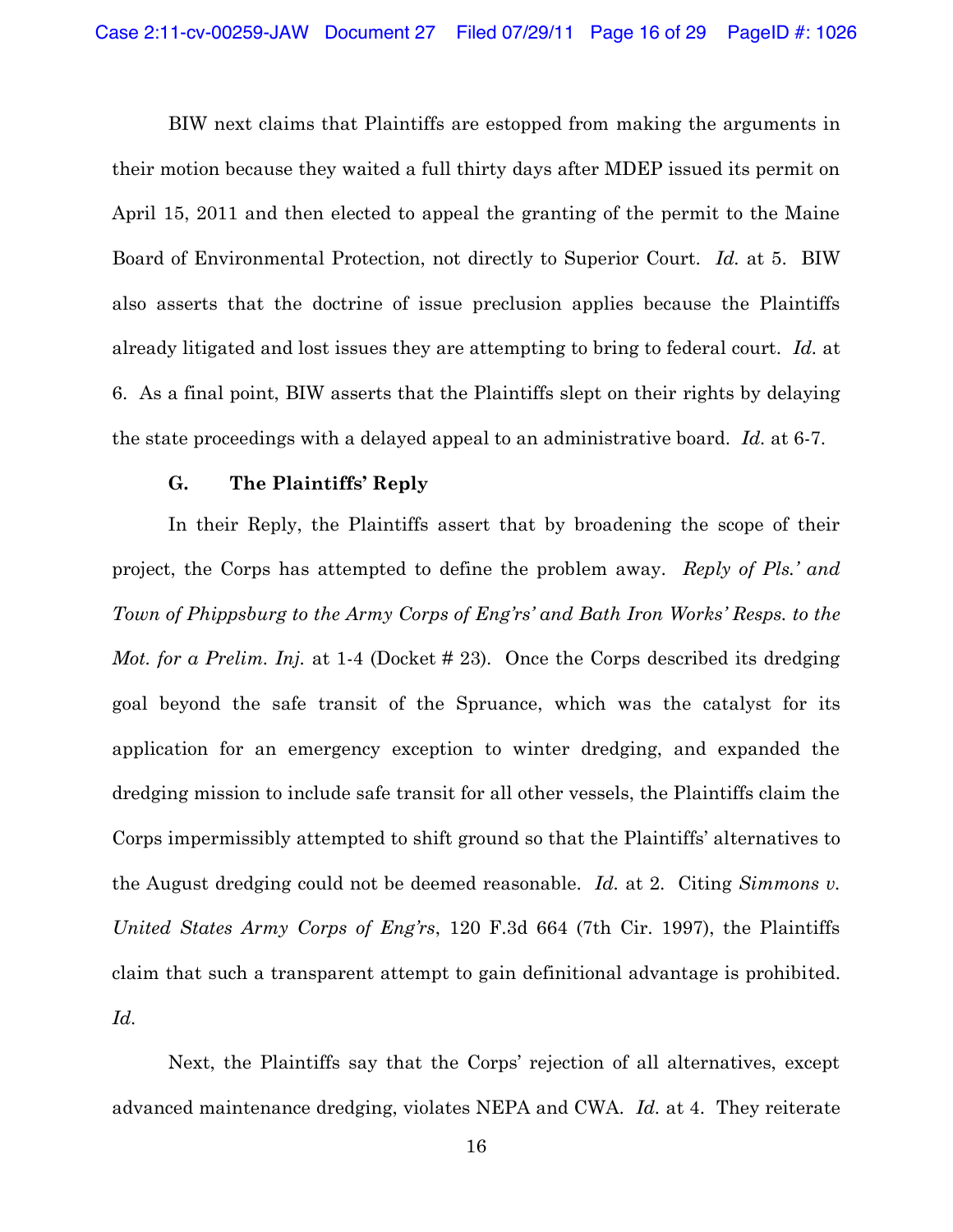BIW next claims that Plaintiffs are estopped from making the arguments in their motion because they waited a full thirty days after MDEP issued its permit on April 15, 2011 and then elected to appeal the granting of the permit to the Maine Board of Environmental Protection, not directly to Superior Court. *Id.* at 5. BIW also asserts that the doctrine of issue preclusion applies because the Plaintiffs already litigated and lost issues they are attempting to bring to federal court. *Id.* at 6. As a final point, BIW asserts that the Plaintiffs slept on their rights by delaying the state proceedings with a delayed appeal to an administrative board. *Id.* at 6-7.

### G. The Plaintiffs' Reply

In their Reply, the Plaintiffs assert that by broadening the scope of their project, the Corps has attempted to define the problem away. *Reply of Pls.' and Town of Phippsburg to the Army Corps of Eng'rs' and Bath Iron Works' Resps. to the Mot. for a Prelim. Inj.* at 1-4 (Docket # 23). Once the Corps described its dredging goal beyond the safe transit of the Spruance, which was the catalyst for its application for an emergency exception to winter dredging, and expanded the dredging mission to include safe transit for all other vessels, the Plaintiffs claim the Corps impermissibly attempted to shift ground so that the Plaintiffs' alternatives to the August dredging could not be deemed reasonable. *Id.* at 2. Citing *Simmons v. United States Army Corps of Eng'rs*, 120 F.3d 664 (7th Cir. 1997), the Plaintiffs claim that such a transparent attempt to gain definitional advantage is prohibited. *Id.*

Next, the Plaintiffs say that the Corps' rejection of all alternatives, except advanced maintenance dredging, violates NEPA and CWA. *Id.* at 4. They reiterate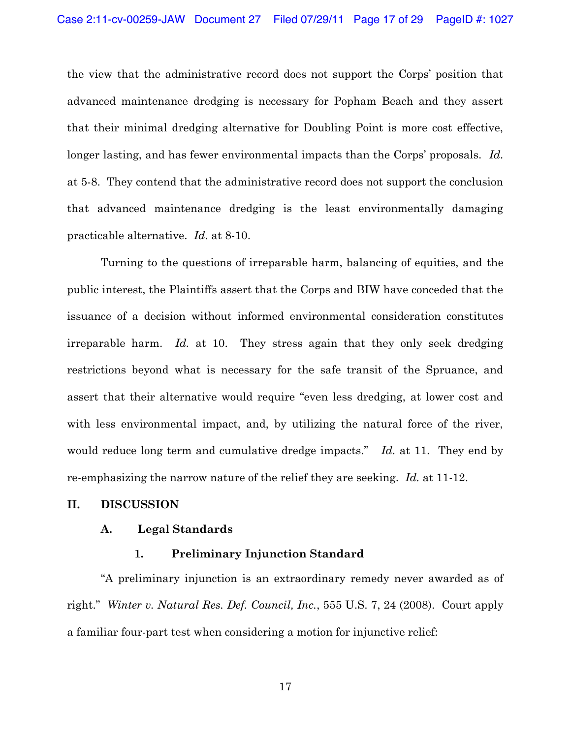the view that the administrative record does not support the Corps' position that advanced maintenance dredging is necessary for Popham Beach and they assert that their minimal dredging alternative for Doubling Point is more cost effective, longer lasting, and has fewer environmental impacts than the Corps' proposals. *Id.* at 5-8. They contend that the administrative record does not support the conclusion that advanced maintenance dredging is the least environmentally damaging practicable alternative. *Id.* at 8-10.

Turning to the questions of irreparable harm, balancing of equities, and the public interest, the Plaintiffs assert that the Corps and BIW have conceded that the issuance of a decision without informed environmental consideration constitutes irreparable harm. *Id.* at 10. They stress again that they only seek dredging restrictions beyond what is necessary for the safe transit of the Spruance, and assert that their alternative would require "even less dredging, at lower cost and with less environmental impact, and, by utilizing the natural force of the river, would reduce long term and cumulative dredge impacts." *Id.* at 11. They end by re-emphasizing the narrow nature of the relief they are seeking. *Id.* at 11-12.

## II. DISCUSSION

### A. Legal Standards

#### 1. Preliminary Injunction Standard

"A preliminary injunction is an extraordinary remedy never awarded as of right." *Winter v. Natural Res. Def. Council, Inc.*, 555 U.S. 7, 24 (2008). Court apply a familiar four-part test when considering a motion for injunctive relief: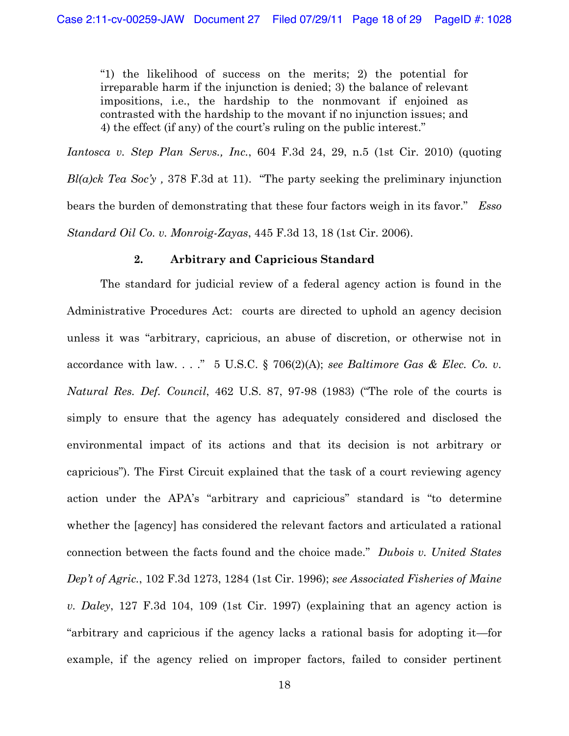> "1) the likelihood of success on the merits; 2) the potential for irreparable harm if the injunction is denied; 3) the balance of relevant impositions, i.e., the hardship to the nonmovant if enjoined as contrasted with the hardship to the movant if no injunction issues; and 4) the effect (if any) of the court's ruling on the public interest."

*Iantosca v. Step Plan Servs., Inc.*, 604 F.3d 24, 29, n.5 (1st Cir. 2010) (quoting *Bl(a)ck Tea Soc'y* , 378 F.3d at 11). "The party seeking the preliminary injunction bears the burden of demonstrating that these four factors weigh in its favor." *Esso Standard Oil Co. v. Monroig-Zayas*, 445 F.3d 13, 18 (1st Cir. 2006).

### 2. Arbitrary and Capricious Standard

The standard for judicial review of a federal agency action is found in the Administrative Procedures Act: courts are directed to uphold an agency decision unless it was "arbitrary, capricious, an abuse of discretion, or otherwise not in accordance with law. . . ." 5 U.S.C. § 706(2)(A); *see Baltimore Gas & Elec. Co. v. Natural Res. Def. Council*, 462 U.S. 87, 97-98 (1983) ("The role of the courts is simply to ensure that the agency has adequately considered and disclosed the environmental impact of its actions and that its decision is not arbitrary or capricious"). The First Circuit explained that the task of a court reviewing agency action under the APA's "arbitrary and capricious" standard is "to determine whether the [agency] has considered the relevant factors and articulated a rational connection between the facts found and the choice made." *Dubois v. United States Dep't of Agric.*, 102 F.3d 1273, 1284 (1st Cir. 1996); *see Associated Fisheries of Maine v. Daley*, 127 F.3d 104, 109 (1st Cir. 1997) (explaining that an agency action is "arbitrary and capricious if the agency lacks a rational basis for adopting it—for example, if the agency relied on improper factors, failed to consider pertinent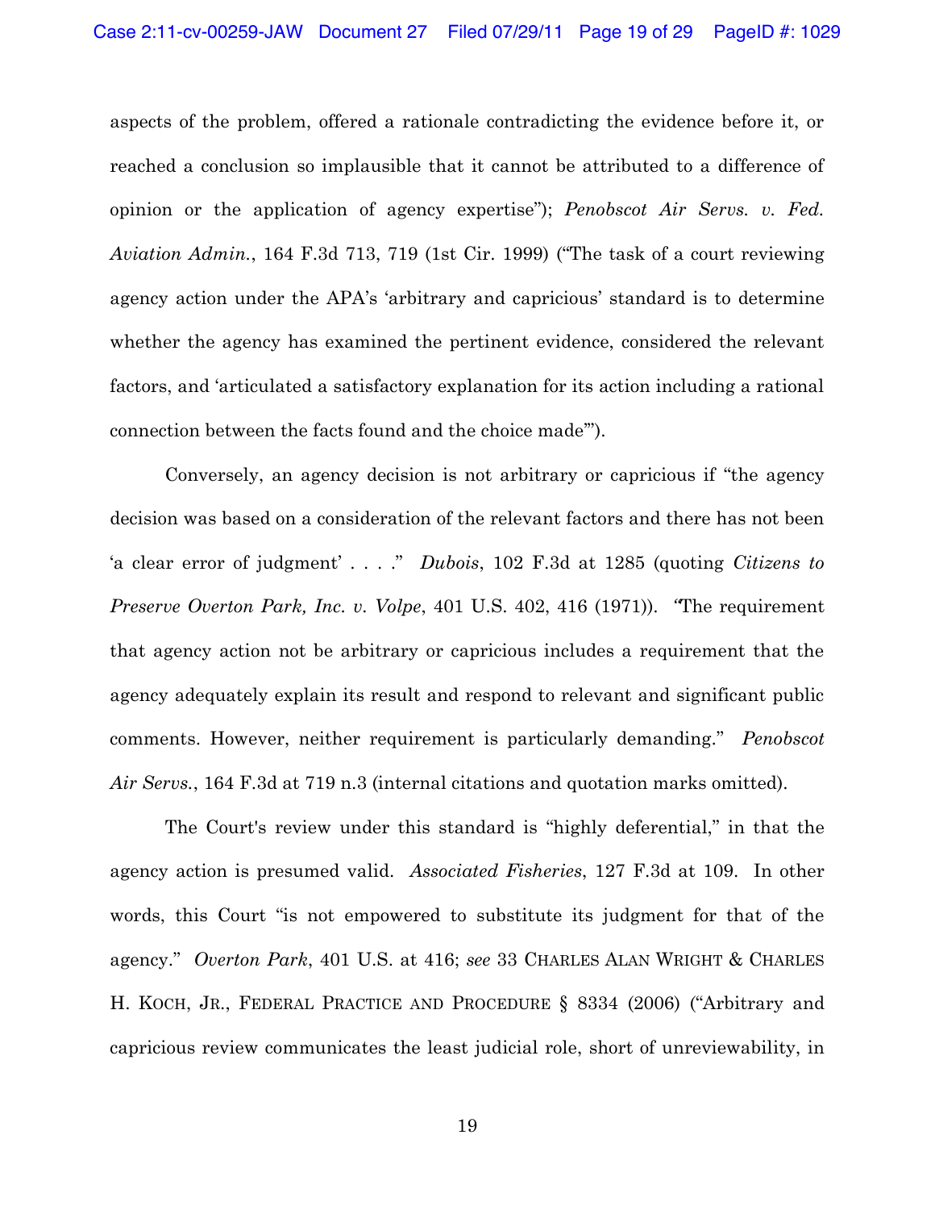aspects of the problem, offered a rationale contradicting the evidence before it, or reached a conclusion so implausible that it cannot be attributed to a difference of opinion or the application of agency expertise"); *Penobscot Air Servs. v. Fed. Aviation Admin.*, 164 F.3d 713, 719 (1st Cir. 1999) ("The task of a court reviewing agency action under the APA's 'arbitrary and capricious' standard is to determine whether the agency has examined the pertinent evidence, considered the relevant factors, and 'articulated a satisfactory explanation for its action including a rational connection between the facts found and the choice made'").

Conversely, an agency decision is not arbitrary or capricious if "the agency decision was based on a consideration of the relevant factors and there has not been 'a clear error of judgment' . . . ." *Dubois*, 102 F.3d at 1285 (quoting *Citizens to Preserve Overton Park, Inc. v. Volpe*, 401 U.S. 402, 416 (1971)). "The requirement that agency action not be arbitrary or capricious includes a requirement that the agency adequately explain its result and respond to relevant and significant public comments. However, neither requirement is particularly demanding." *Penobscot Air Servs.*, 164 F.3d at 719 n.3 (internal citations and quotation marks omitted).

The Court's review under this standard is "highly deferential," in that the agency action is presumed valid. *Associated Fisheries*, 127 F.3d at 109. In other words, this Court "is not empowered to substitute its judgment for that of the agency." *Overton Park*, 401 U.S. at 416; *see* 33 CHARLES ALAN WRIGHT & CHARLES H. KOCH, JR., FEDERAL PRACTICE AND PROCEDURE § 8334 (2006) ("Arbitrary and capricious review communicates the least judicial role, short of unreviewability, in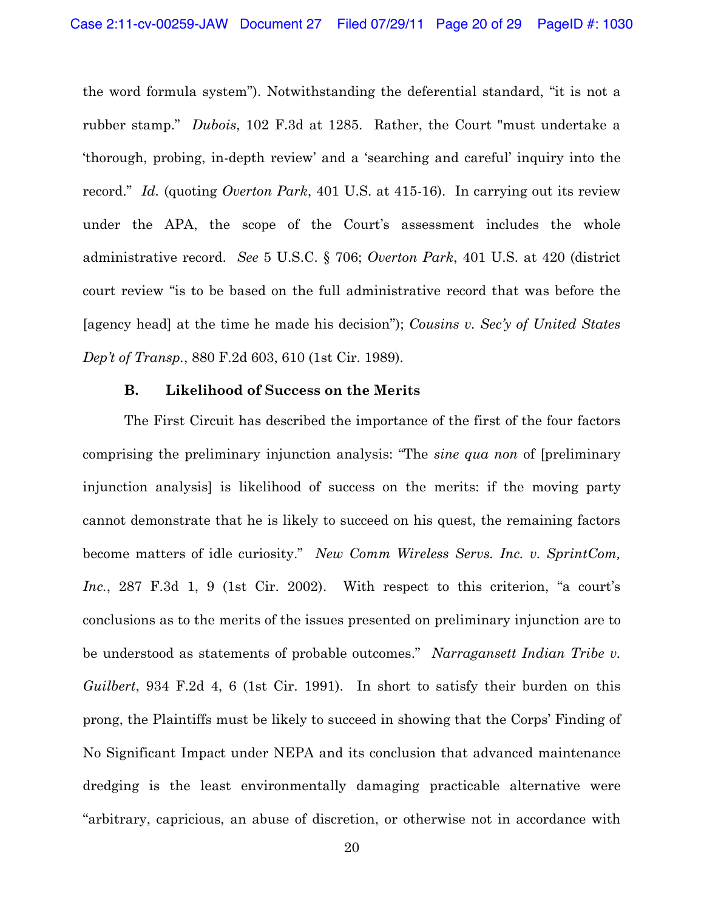the word formula system"). Notwithstanding the deferential standard, "it is not a rubber stamp." *Dubois*, 102 F.3d at 1285. Rather, the Court "must undertake a 'thorough, probing, in-depth review' and a 'searching and careful' inquiry into the record." *Id.* (quoting *Overton Park*, 401 U.S. at 415-16). In carrying out its review under the APA, the scope of the Court's assessment includes the whole administrative record. *See* 5 U.S.C. § 706; *Overton Park*, 401 U.S. at 420 (district court review "is to be based on the full administrative record that was before the [agency head] at the time he made his decision"); *Cousins v. Sec'y of United States Dep't of Transp.*, 880 F.2d 603, 610 (1st Cir. 1989).

### B. Likelihood of Success on the Merits

The First Circuit has described the importance of the first of the four factors comprising the preliminary injunction analysis: "The *sine qua non* of [preliminary injunction analysis] is likelihood of success on the merits: if the moving party cannot demonstrate that he is likely to succeed on his quest, the remaining factors become matters of idle curiosity." *New Comm Wireless Servs. Inc. v. SprintCom, Inc.*, 287 F.3d 1, 9 (1st Cir. 2002). With respect to this criterion, "a court's conclusions as to the merits of the issues presented on preliminary injunction are to be understood as statements of probable outcomes." *Narragansett Indian Tribe v. Guilbert*, 934 F.2d 4, 6 (1st Cir. 1991). In short to satisfy their burden on this prong, the Plaintiffs must be likely to succeed in showing that the Corps' Finding of No Significant Impact under NEPA and its conclusion that advanced maintenance dredging is the least environmentally damaging practicable alternative were "arbitrary, capricious, an abuse of discretion, or otherwise not in accordance with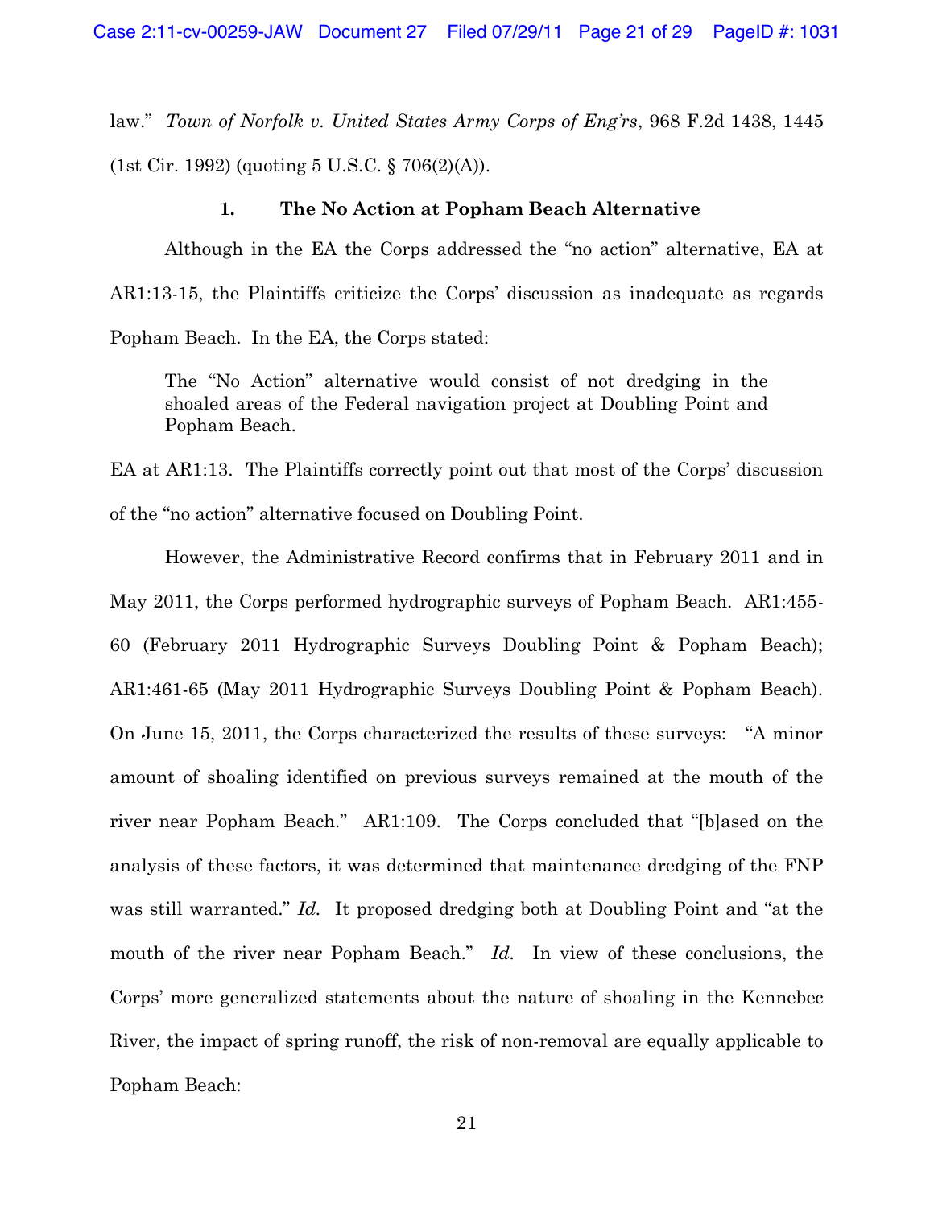law." *Town of Norfolk v. United States Army Corps of Eng'rs*, 968 F.2d 1438, 1445 (1st Cir. 1992) (quoting 5 U.S.C. § 706(2)(A)).

### 1. The No Action at Popham Beach Alternative

Although in the EA the Corps addressed the "no action" alternative, EA at AR1:13-15, the Plaintiffs criticize the Corps' discussion as inadequate as regards Popham Beach. In the EA, the Corps stated:

> The "No Action" alternative would consist of not dredging in the shoaled areas of the Federal navigation project at Doubling Point and Popham Beach.

EA at AR1:13. The Plaintiffs correctly point out that most of the Corps' discussion of the "no action" alternative focused on Doubling Point.

However, the Administrative Record confirms that in February 2011 and in May 2011, the Corps performed hydrographic surveys of Popham Beach. AR1:455-60 (February 2011 Hydrographic Surveys Doubling Point & Popham Beach); AR1:461-65 (May 2011 Hydrographic Surveys Doubling Point & Popham Beach). On June 15, 2011, the Corps characterized the results of these surveys: "A minor amount of shoaling identified on previous surveys remained at the mouth of the river near Popham Beach." AR1:109. The Corps concluded that "[b]ased on the analysis of these factors, it was determined that maintenance dredging of the FNP was still warranted." *Id.* It proposed dredging both at Doubling Point and "at the mouth of the river near Popham Beach." *Id.* In view of these conclusions, the Corps' more generalized statements about the nature of shoaling in the Kennebec River, the impact of spring runoff, the risk of non-removal are equally applicable to Popham Beach: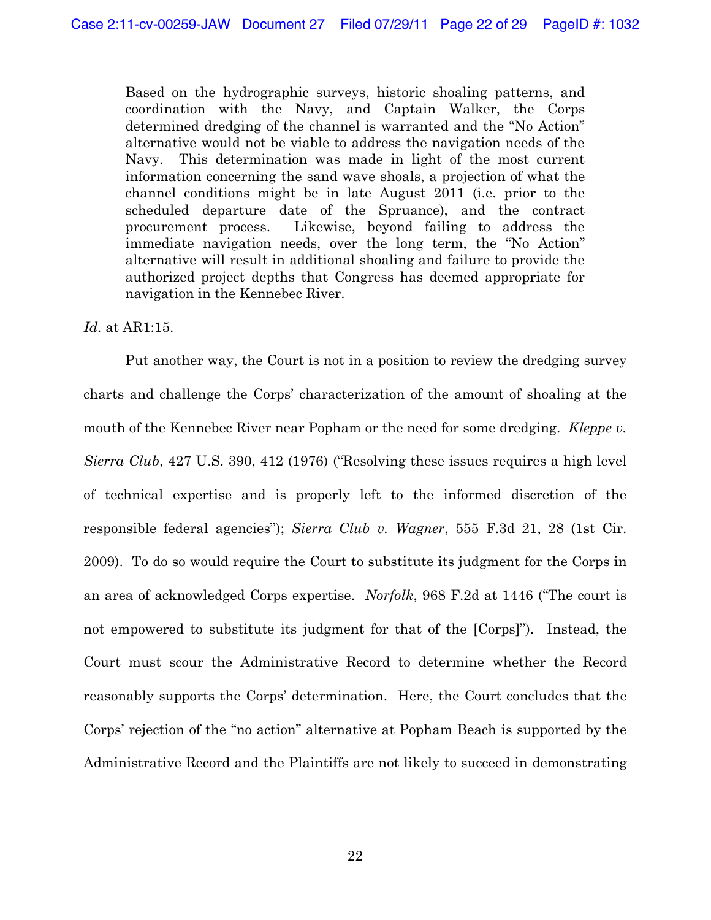> Based on the hydrographic surveys, historic shoaling patterns, and coordination with the Navy, and Captain Walker, the Corps determined dredging of the channel is warranted and the "No Action" alternative would not be viable to address the navigation needs of the Navy. This determination was made in light of the most current information concerning the sand wave shoals, a projection of what the channel conditions might be in late August 2011 (i.e. prior to the scheduled departure date of the Spruance), and the contract procurement process. Likewise, beyond failing to address the immediate navigation needs, over the long term, the "No Action" alternative will result in additional shoaling and failure to provide the authorized project depths that Congress has deemed appropriate for navigation in the Kennebec River.

*Id.* at AR1:15.

Put another way, the Court is not in a position to review the dredging survey charts and challenge the Corps' characterization of the amount of shoaling at the mouth of the Kennebec River near Popham or the need for some dredging. *Kleppe v. Sierra Club*, 427 U.S. 390, 412 (1976) ("Resolving these issues requires a high level of technical expertise and is properly left to the informed discretion of the responsible federal agencies"); *Sierra Club v. Wagner*, 555 F.3d 21, 28 (1st Cir. 2009). To do so would require the Court to substitute its judgment for the Corps in an area of acknowledged Corps expertise. *Norfolk*, 968 F.2d at 1446 ("The court is not empowered to substitute its judgment for that of the [Corps]"). Instead, the Court must scour the Administrative Record to determine whether the Record reasonably supports the Corps' determination. Here, the Court concludes that the Corps' rejection of the "no action" alternative at Popham Beach is supported by the Administrative Record and the Plaintiffs are not likely to succeed in demonstrating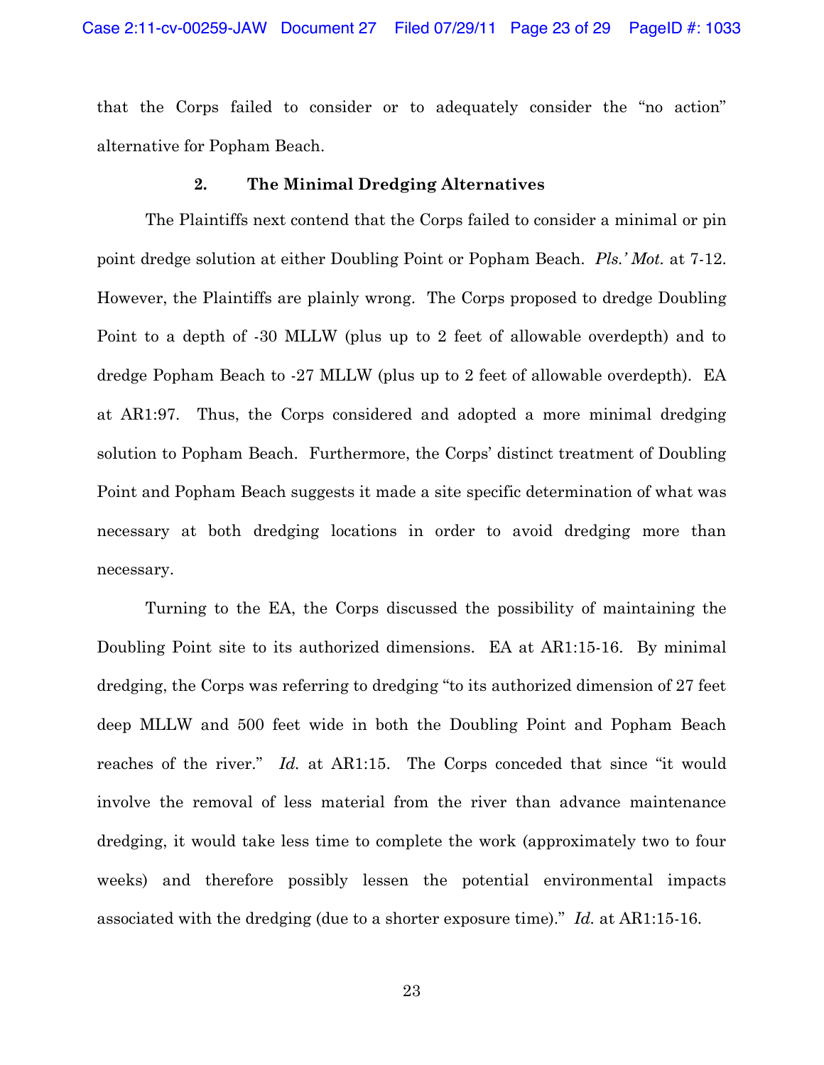that the Corps failed to consider or to adequately consider the "no action" alternative for Popham Beach.

### 2. The Minimal Dredging Alternatives

The Plaintiffs next contend that the Corps failed to consider a minimal or pin point dredge solution at either Doubling Point or Popham Beach. *Pls.' Mot.* at 7-12. However, the Plaintiffs are plainly wrong. The Corps proposed to dredge Doubling Point to a depth of -30 MLLW (plus up to 2 feet of allowable overdepth) and to dredge Popham Beach to -27 MLLW (plus up to 2 feet of allowable overdepth). EA at AR1:97. Thus, the Corps considered and adopted a more minimal dredging solution to Popham Beach. Furthermore, the Corps' distinct treatment of Doubling Point and Popham Beach suggests it made a site specific determination of what was necessary at both dredging locations in order to avoid dredging more than necessary.

Turning to the EA, the Corps discussed the possibility of maintaining the Doubling Point site to its authorized dimensions. EA at AR1:15-16. By minimal dredging, the Corps was referring to dredging "to its authorized dimension of 27 feet deep MLLW and 500 feet wide in both the Doubling Point and Popham Beach reaches of the river." *Id.* at AR1:15. The Corps conceded that since "it would involve the removal of less material from the river than advance maintenance dredging, it would take less time to complete the work (approximately two to four weeks) and therefore possibly lessen the potential environmental impacts associated with the dredging (due to a shorter exposure time)." *Id.* at AR1:15-16.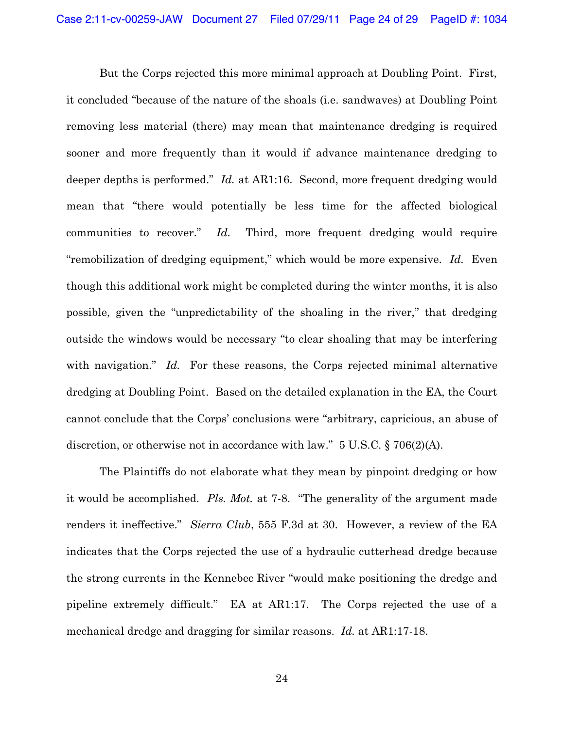But the Corps rejected this more minimal approach at Doubling Point. First, it concluded "because of the nature of the shoals (i.e. sandwaves) at Doubling Point removing less material (there) may mean that maintenance dredging is required sooner and more frequently than it would if advance maintenance dredging to deeper depths is performed." *Id.* at AR1:16. Second, more frequent dredging would mean that "there would potentially be less time for the affected biological communities to recover." *Id.* Third, more frequent dredging would require "remobilization of dredging equipment," which would be more expensive. *Id.* Even though this additional work might be completed during the winter months, it is also possible, given the "unpredictability of the shoaling in the river," that dredging outside the windows would be necessary "to clear shoaling that may be interfering with navigation." *Id.* For these reasons, the Corps rejected minimal alternative dredging at Doubling Point. Based on the detailed explanation in the EA, the Court cannot conclude that the Corps' conclusions were "arbitrary, capricious, an abuse of discretion, or otherwise not in accordance with law." 5 U.S.C. § 706(2)(A).

The Plaintiffs do not elaborate what they mean by pinpoint dredging or how it would be accomplished. *Pls. Mot.* at 7-8. "The generality of the argument made renders it ineffective." *Sierra Club*, 555 F.3d at 30. However, a review of the EA indicates that the Corps rejected the use of a hydraulic cutterhead dredge because the strong currents in the Kennebec River "would make positioning the dredge and pipeline extremely difficult." EA at AR1:17. The Corps rejected the use of a mechanical dredge and dragging for similar reasons. *Id.* at AR1:17-18.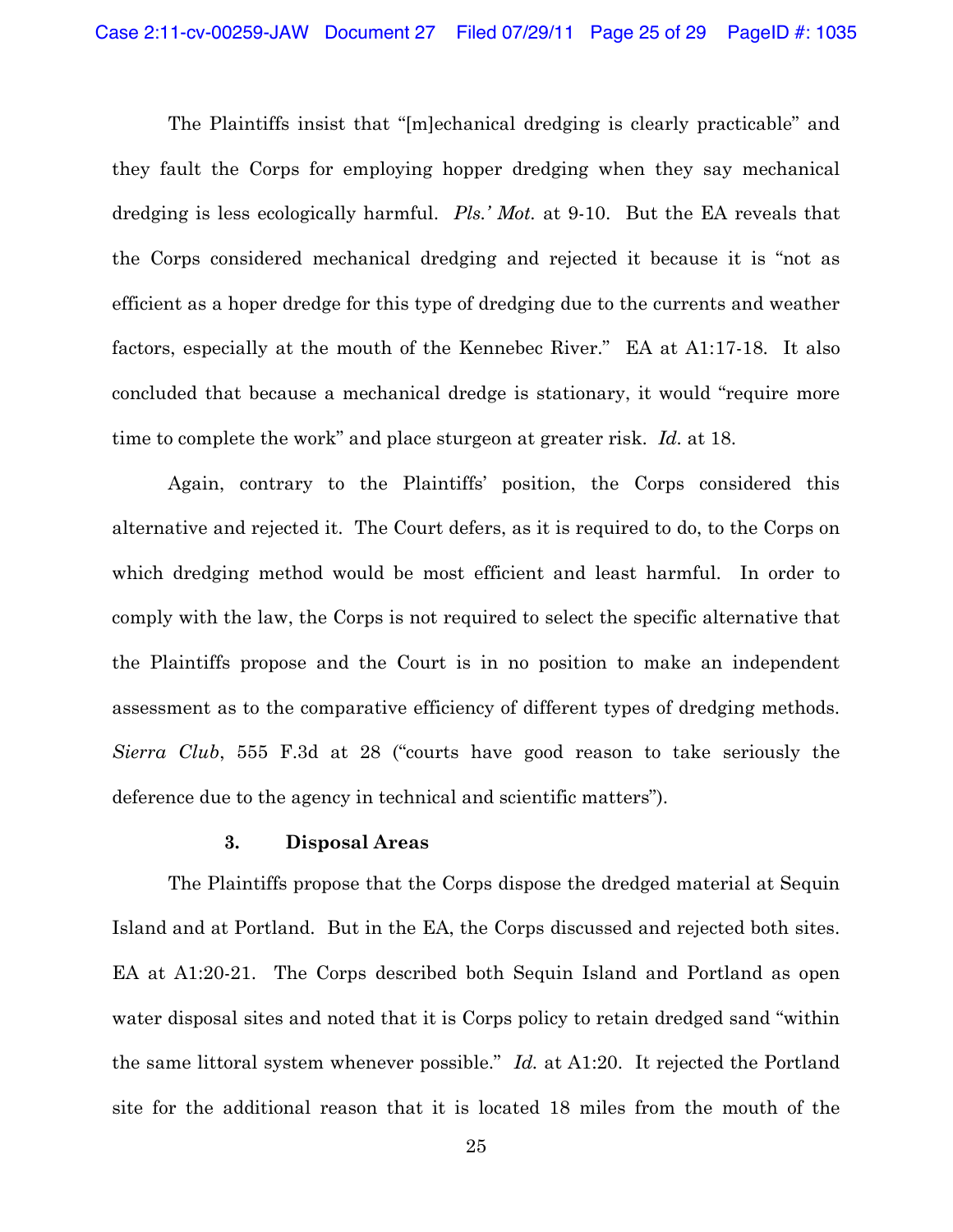The Plaintiffs insist that "[m]echanical dredging is clearly practicable" and they fault the Corps for employing hopper dredging when they say mechanical dredging is less ecologically harmful. *Pls.' Mot.* at 9-10. But the EA reveals that the Corps considered mechanical dredging and rejected it because it is "not as efficient as a hoper dredge for this type of dredging due to the currents and weather factors, especially at the mouth of the Kennebec River." EA at A1:17-18. It also concluded that because a mechanical dredge is stationary, it would "require more time to complete the work" and place sturgeon at greater risk. *Id.* at 18.

Again, contrary to the Plaintiffs' position, the Corps considered this alternative and rejected it. The Court defers, as it is required to do, to the Corps on which dredging method would be most efficient and least harmful. In order to comply with the law, the Corps is not required to select the specific alternative that the Plaintiffs propose and the Court is in no position to make an independent assessment as to the comparative efficiency of different types of dredging methods. *Sierra Club*, 555 F.3d at 28 ("courts have good reason to take seriously the deference due to the agency in technical and scientific matters").

### 3. Disposal Areas

The Plaintiffs propose that the Corps dispose the dredged material at Sequin Island and at Portland. But in the EA, the Corps discussed and rejected both sites. EA at A1:20-21. The Corps described both Sequin Island and Portland as open water disposal sites and noted that it is Corps policy to retain dredged sand "within the same littoral system whenever possible." *Id.* at A1:20. It rejected the Portland site for the additional reason that it is located 18 miles from the mouth of the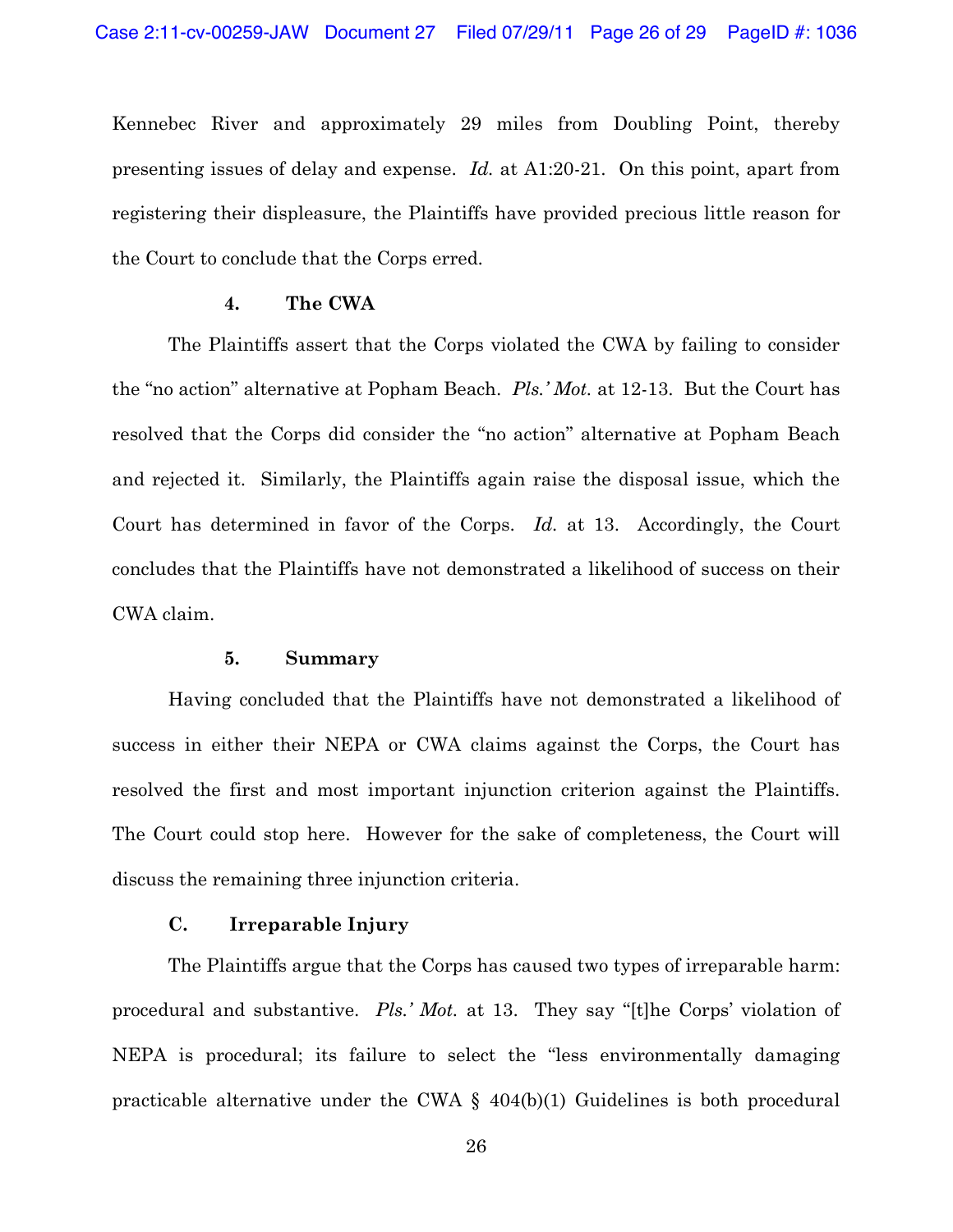Kennebec River and approximately 29 miles from Doubling Point, thereby presenting issues of delay and expense. *Id.* at A1:20-21. On this point, apart from registering their displeasure, the Plaintiffs have provided precious little reason for the Court to conclude that the Corps erred.

#### 4. The CWA

The Plaintiffs assert that the Corps violated the CWA by failing to consider the "no action" alternative at Popham Beach. *Pls.' Mot.* at 12-13. But the Court has resolved that the Corps did consider the "no action" alternative at Popham Beach and rejected it. Similarly, the Plaintiffs again raise the disposal issue, which the Court has determined in favor of the Corps. *Id.* at 13. Accordingly, the Court concludes that the Plaintiffs have not demonstrated a likelihood of success on their CWA claim.

#### 5. Summary

Having concluded that the Plaintiffs have not demonstrated a likelihood of success in either their NEPA or CWA claims against the Corps, the Court has resolved the first and most important injunction criterion against the Plaintiffs. The Court could stop here. However for the sake of completeness, the Court will discuss the remaining three injunction criteria.

### C. Irreparable Injury

The Plaintiffs argue that the Corps has caused two types of irreparable harm: procedural and substantive. *Pls.' Mot.* at 13. They say "[t]he Corps' violation of NEPA is procedural; its failure to select the "less environmentally damaging practicable alternative under the CWA § 404(b)(1) Guidelines is both procedural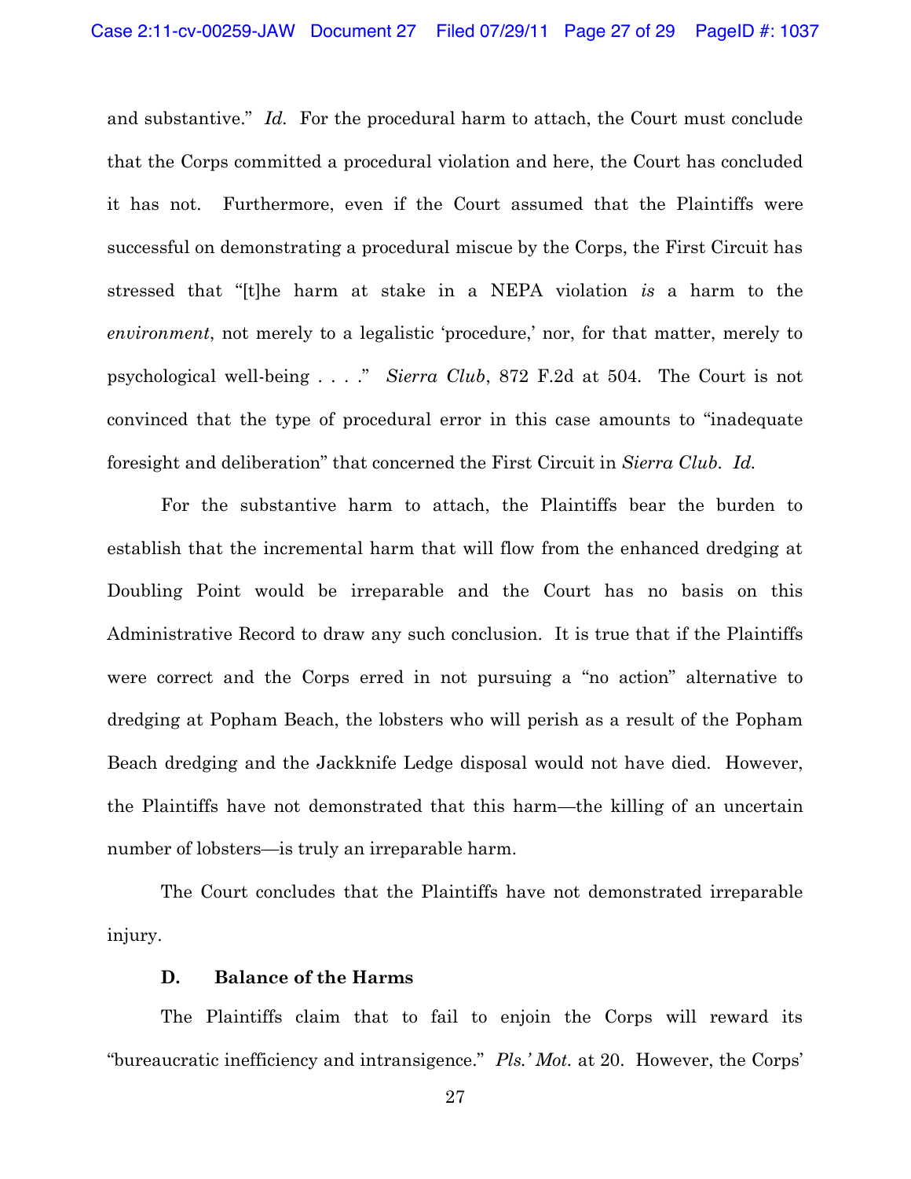and substantive." *Id.* For the procedural harm to attach, the Court must conclude that the Corps committed a procedural violation and here, the Court has concluded it has not. Furthermore, even if the Court assumed that the Plaintiffs were successful on demonstrating a procedural miscue by the Corps, the First Circuit has stressed that "[t]he harm at stake in a NEPA violation *is* a harm to the *environment*, not merely to a legalistic 'procedure,' nor, for that matter, merely to psychological well-being . . . ." *Sierra Club*, 872 F.2d at 504. The Court is not convinced that the type of procedural error in this case amounts to "inadequate foresight and deliberation" that concerned the First Circuit in *Sierra Club*. *Id.*

For the substantive harm to attach, the Plaintiffs bear the burden to establish that the incremental harm that will flow from the enhanced dredging at Doubling Point would be irreparable and the Court has no basis on this Administrative Record to draw any such conclusion. It is true that if the Plaintiffs were correct and the Corps erred in not pursuing a "no action" alternative to dredging at Popham Beach, the lobsters who will perish as a result of the Popham Beach dredging and the Jackknife Ledge disposal would not have died. However, the Plaintiffs have not demonstrated that this harm—the killing of an uncertain number of lobsters—is truly an irreparable harm.

The Court concludes that the Plaintiffs have not demonstrated irreparable injury.

### D. Balance of the Harms

The Plaintiffs claim that to fail to enjoin the Corps will reward its "bureaucratic inefficiency and intransigence." *Pls.' Mot.* at 20. However, the Corps'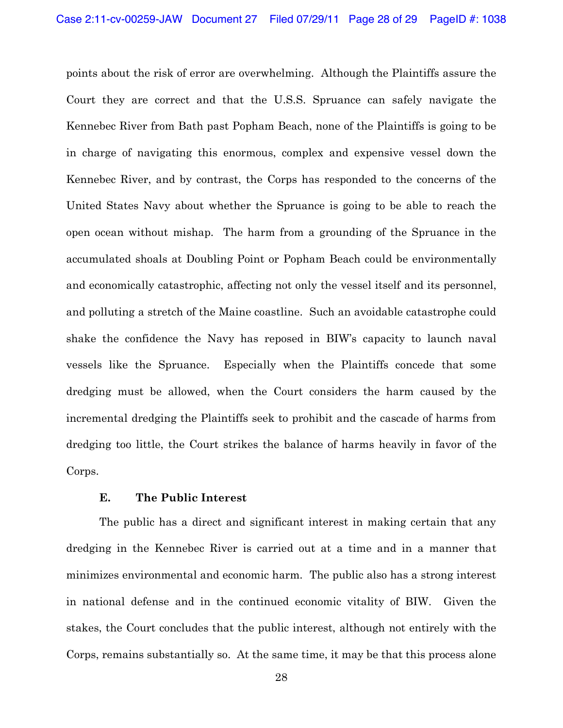points about the risk of error are overwhelming. Although the Plaintiffs assure the Court they are correct and that the U.S.S. Spruance can safely navigate the Kennebec River from Bath past Popham Beach, none of the Plaintiffs is going to be in charge of navigating this enormous, complex and expensive vessel down the Kennebec River, and by contrast, the Corps has responded to the concerns of the United States Navy about whether the Spruance is going to be able to reach the open ocean without mishap. The harm from a grounding of the Spruance in the accumulated shoals at Doubling Point or Popham Beach could be environmentally and economically catastrophic, affecting not only the vessel itself and its personnel, and polluting a stretch of the Maine coastline. Such an avoidable catastrophe could shake the confidence the Navy has reposed in BIW's capacity to launch naval vessels like the Spruance. Especially when the Plaintiffs concede that some dredging must be allowed, when the Court considers the harm caused by the incremental dredging the Plaintiffs seek to prohibit and the cascade of harms from dredging too little, the Court strikes the balance of harms heavily in favor of the Corps.

### E. The Public Interest

The public has a direct and significant interest in making certain that any dredging in the Kennebec River is carried out at a time and in a manner that minimizes environmental and economic harm. The public also has a strong interest in national defense and in the continued economic vitality of BIW. Given the stakes, the Court concludes that the public interest, although not entirely with the Corps, remains substantially so. At the same time, it may be that this process alone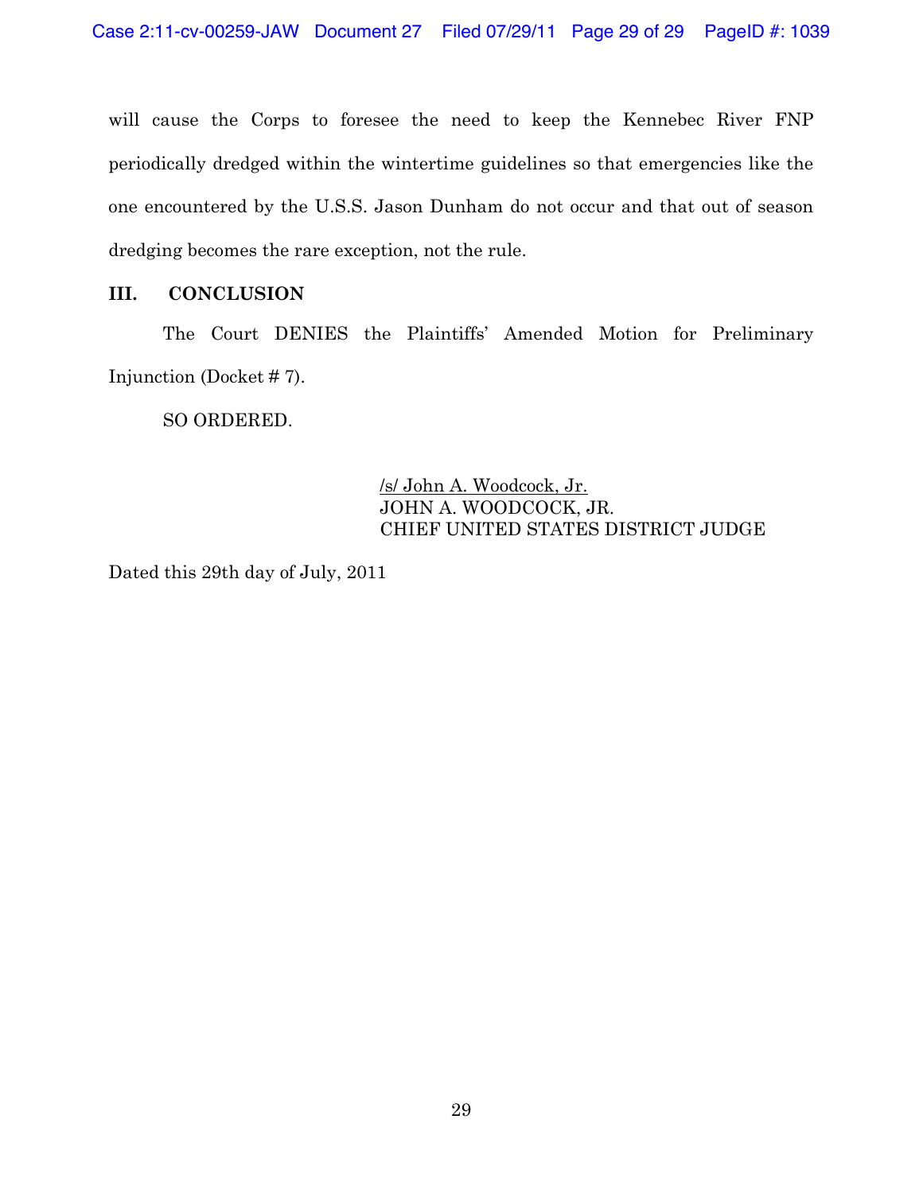will cause the Corps to foresee the need to keep the Kennebec River FNP periodically dredged within the wintertime guidelines so that emergencies like the one encountered by the U.S.S. Jason Dunham do not occur and that out of season dredging becomes the rare exception, not the rule.

## III. CONCLUSION

The Court DENIES the Plaintiffs' Amended Motion for Preliminary Injunction (Docket # 7).

SO ORDERED.

/s/ John A. Woodcock, Jr.
JOHN A. WOODCOCK, JR.
CHIEF UNITED STATES DISTRICT JUDGE

Dated this 29th day of July, 2011